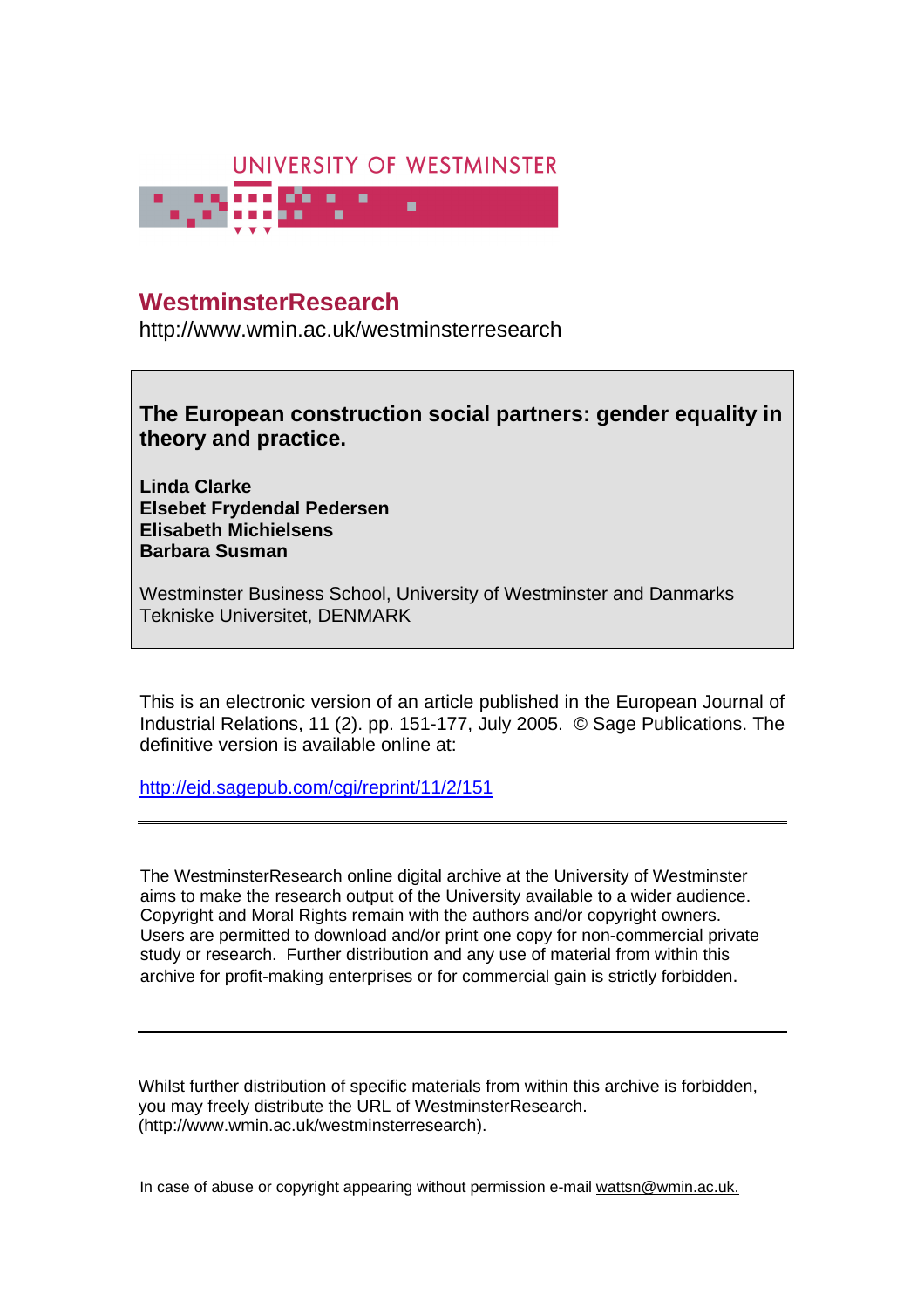UNIVERSITY OF WESTMINSTER

# WestminsterResearch

http://www.wmin.ac.uk/westminsterresearch

## The European construction social partners: gender equality in theory and practice.

**Linda Clarke**
**Elsebet Frydendal Pedersen**
**Elisabeth Michielsens**
**Barbara Susman**

Westminster Business School, University of Westminster and Danmarks Tekniske Universitet, DENMARK

This is an electronic version of an article published in the European Journal of Industrial Relations, 11 (2). pp. 151-177, July 2005. © Sage Publications. The definitive version is available online at:

http://ejd.sagepub.com/cgi/reprint/11/2/151

---

The WestminsterResearch online digital archive at the University of Westminster aims to make the research output of the University available to a wider audience. Copyright and Moral Rights remain with the authors and/or copyright owners. Users are permitted to download and/or print one copy for non-commercial private study or research. Further distribution and any use of material from within this archive for profit-making enterprises or for commercial gain is strictly forbidden.

---

Whilst further distribution of specific materials from within this archive is forbidden, you may freely distribute the URL of WestminsterResearch. (http://www.wmin.ac.uk/westminsterresearch).

In case of abuse or copyright appearing without permission e-mail wattsn@wmin.ac.uk.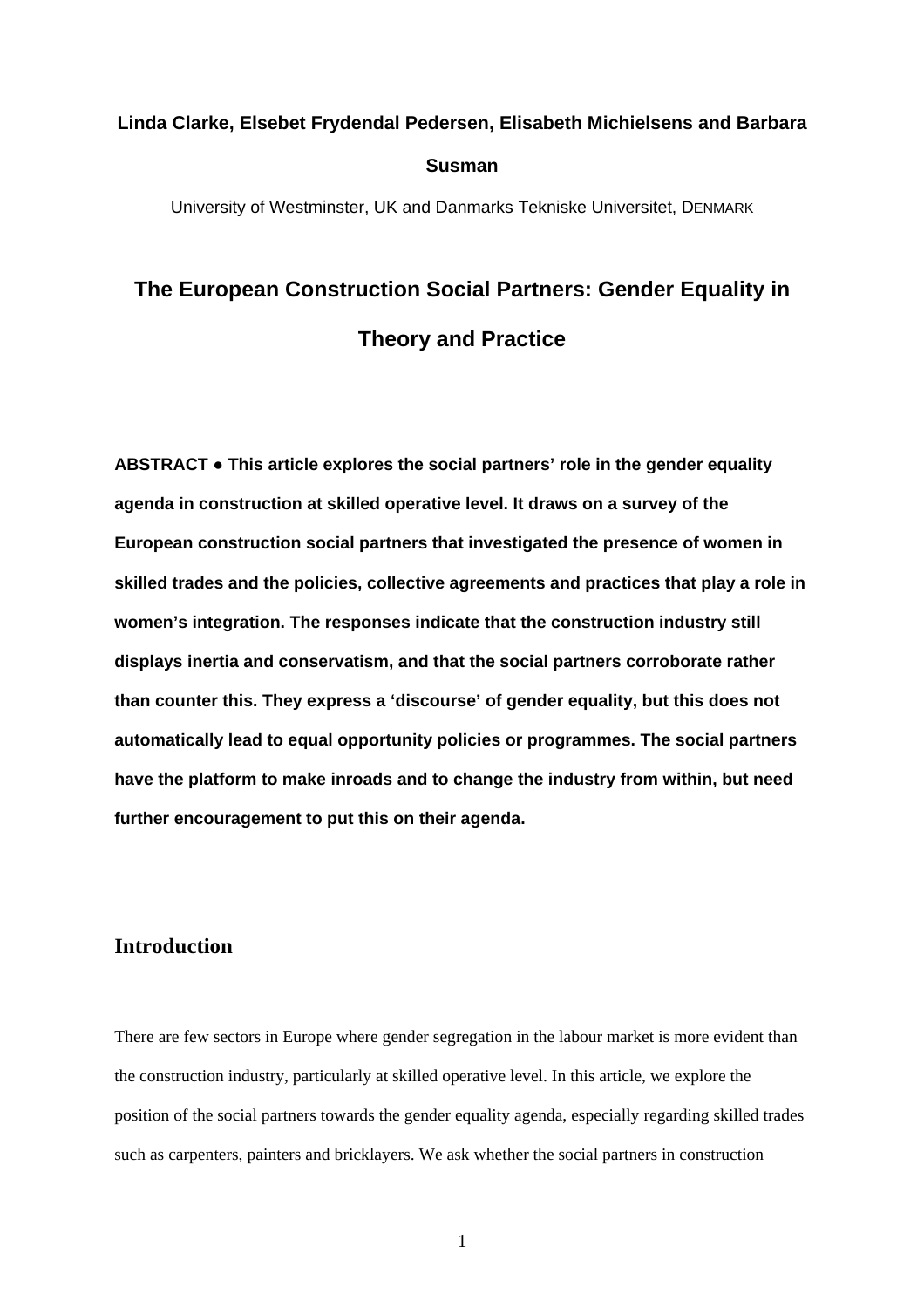**Linda Clarke, Elsebet Frydendal Pedersen, Elisabeth Michielsens and Barbara Susman**

University of Westminster, UK and Danmarks Tekniske Universitet, DENMARK

# The European Construction Social Partners: Gender Equality in Theory and Practice

**ABSTRACT ● This article explores the social partners' role in the gender equality agenda in construction at skilled operative level. It draws on a survey of the European construction social partners that investigated the presence of women in skilled trades and the policies, collective agreements and practices that play a role in women's integration. The responses indicate that the construction industry still displays inertia and conservatism, and that the social partners corroborate rather than counter this. They express a 'discourse' of gender equality, but this does not automatically lead to equal opportunity policies or programmes. The social partners have the platform to make inroads and to change the industry from within, but need further encouragement to put this on their agenda.**

## Introduction

There are few sectors in Europe where gender segregation in the labour market is more evident than the construction industry, particularly at skilled operative level. In this article, we explore the position of the social partners towards the gender equality agenda, especially regarding skilled trades such as carpenters, painters and bricklayers. We ask whether the social partners in construction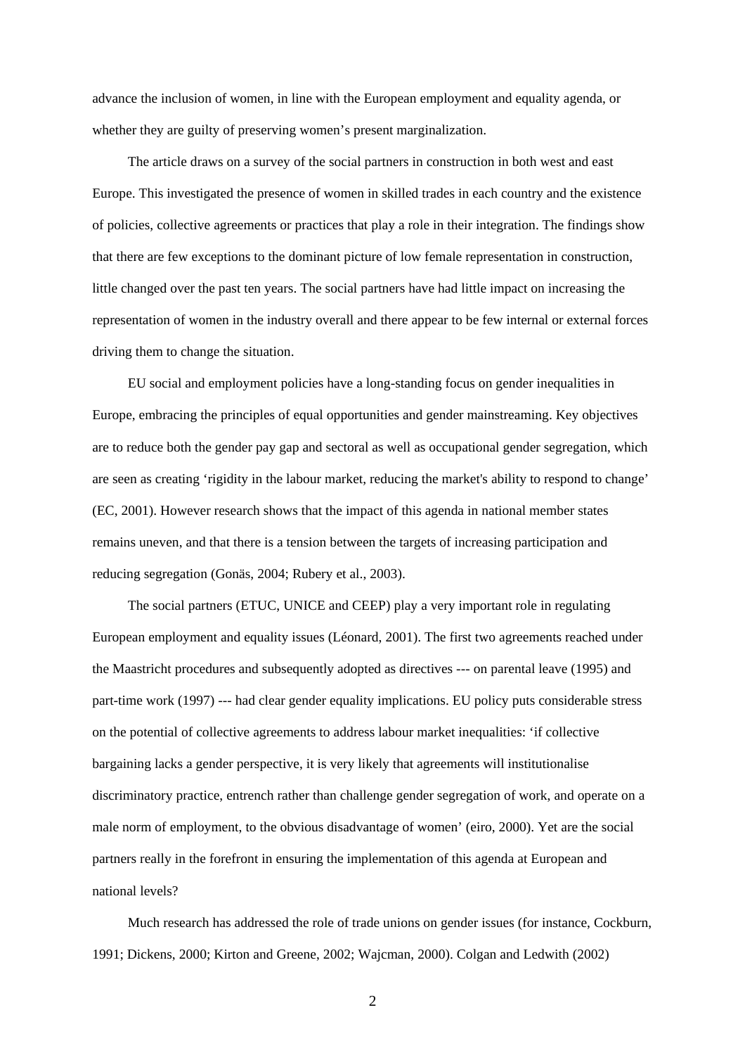advance the inclusion of women, in line with the European employment and equality agenda, or whether they are guilty of preserving women's present marginalization.

The article draws on a survey of the social partners in construction in both west and east Europe. This investigated the presence of women in skilled trades in each country and the existence of policies, collective agreements or practices that play a role in their integration. The findings show that there are few exceptions to the dominant picture of low female representation in construction, little changed over the past ten years. The social partners have had little impact on increasing the representation of women in the industry overall and there appear to be few internal or external forces driving them to change the situation.

EU social and employment policies have a long-standing focus on gender inequalities in Europe, embracing the principles of equal opportunities and gender mainstreaming. Key objectives are to reduce both the gender pay gap and sectoral as well as occupational gender segregation, which are seen as creating 'rigidity in the labour market, reducing the market's ability to respond to change' (EC, 2001). However research shows that the impact of this agenda in national member states remains uneven, and that there is a tension between the targets of increasing participation and reducing segregation (Gonäs, 2004; Rubery et al., 2003).

The social partners (ETUC, UNICE and CEEP) play a very important role in regulating European employment and equality issues (Léonard, 2001). The first two agreements reached under the Maastricht procedures and subsequently adopted as directives --- on parental leave (1995) and part-time work (1997) --- had clear gender equality implications. EU policy puts considerable stress on the potential of collective agreements to address labour market inequalities: 'if collective bargaining lacks a gender perspective, it is very likely that agreements will institutionalise discriminatory practice, entrench rather than challenge gender segregation of work, and operate on a male norm of employment, to the obvious disadvantage of women' (eiro, 2000). Yet are the social partners really in the forefront in ensuring the implementation of this agenda at European and national levels?

Much research has addressed the role of trade unions on gender issues (for instance, Cockburn, 1991; Dickens, 2000; Kirton and Greene, 2002; Wajcman, 2000). Colgan and Ledwith (2002)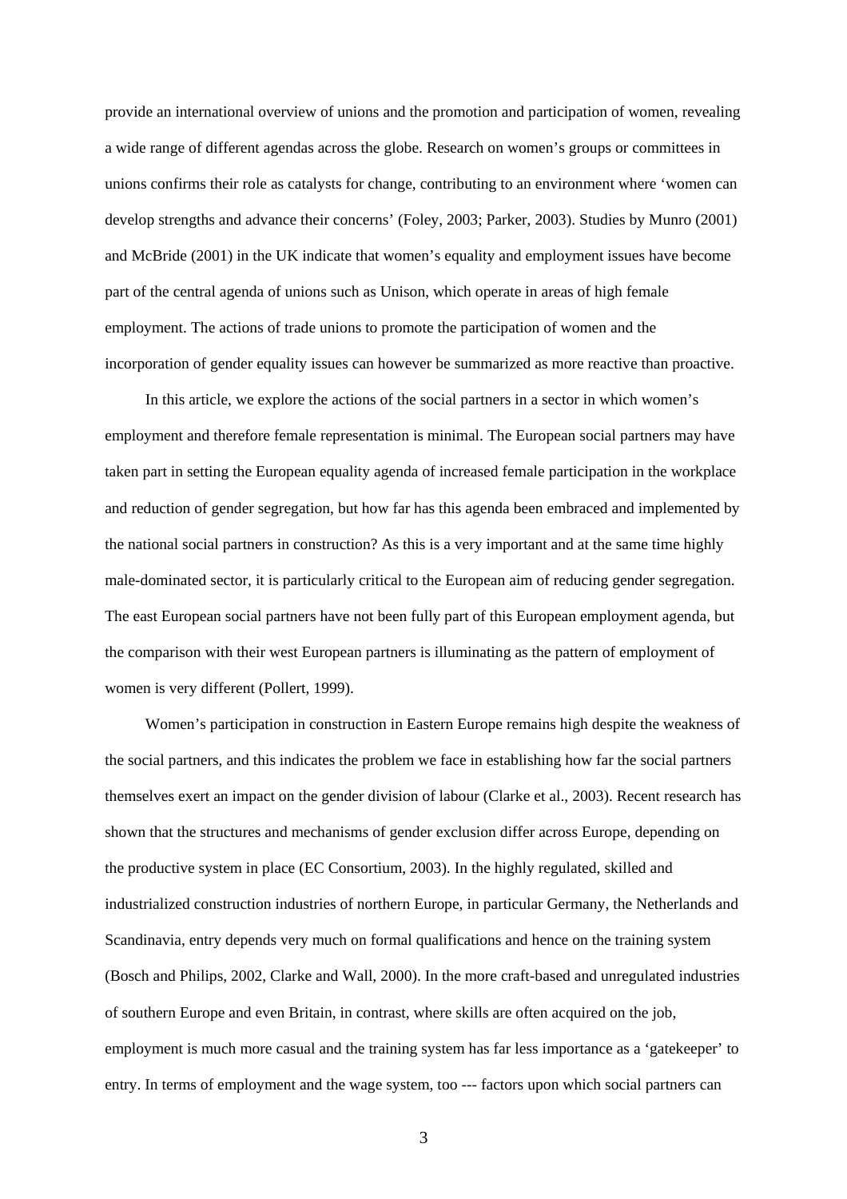provide an international overview of unions and the promotion and participation of women, revealing a wide range of different agendas across the globe. Research on women's groups or committees in unions confirms their role as catalysts for change, contributing to an environment where 'women can develop strengths and advance their concerns' (Foley, 2003; Parker, 2003). Studies by Munro (2001) and McBride (2001) in the UK indicate that women's equality and employment issues have become part of the central agenda of unions such as Unison, which operate in areas of high female employment. The actions of trade unions to promote the participation of women and the incorporation of gender equality issues can however be summarized as more reactive than proactive.

In this article, we explore the actions of the social partners in a sector in which women's employment and therefore female representation is minimal. The European social partners may have taken part in setting the European equality agenda of increased female participation in the workplace and reduction of gender segregation, but how far has this agenda been embraced and implemented by the national social partners in construction? As this is a very important and at the same time highly male-dominated sector, it is particularly critical to the European aim of reducing gender segregation. The east European social partners have not been fully part of this European employment agenda, but the comparison with their west European partners is illuminating as the pattern of employment of women is very different (Pollert, 1999).

Women's participation in construction in Eastern Europe remains high despite the weakness of the social partners, and this indicates the problem we face in establishing how far the social partners themselves exert an impact on the gender division of labour (Clarke et al., 2003). Recent research has shown that the structures and mechanisms of gender exclusion differ across Europe, depending on the productive system in place (EC Consortium, 2003). In the highly regulated, skilled and industrialized construction industries of northern Europe, in particular Germany, the Netherlands and Scandinavia, entry depends very much on formal qualifications and hence on the training system (Bosch and Philips, 2002, Clarke and Wall, 2000). In the more craft-based and unregulated industries of southern Europe and even Britain, in contrast, where skills are often acquired on the job, employment is much more casual and the training system has far less importance as a 'gatekeeper' to entry. In terms of employment and the wage system, too --- factors upon which social partners can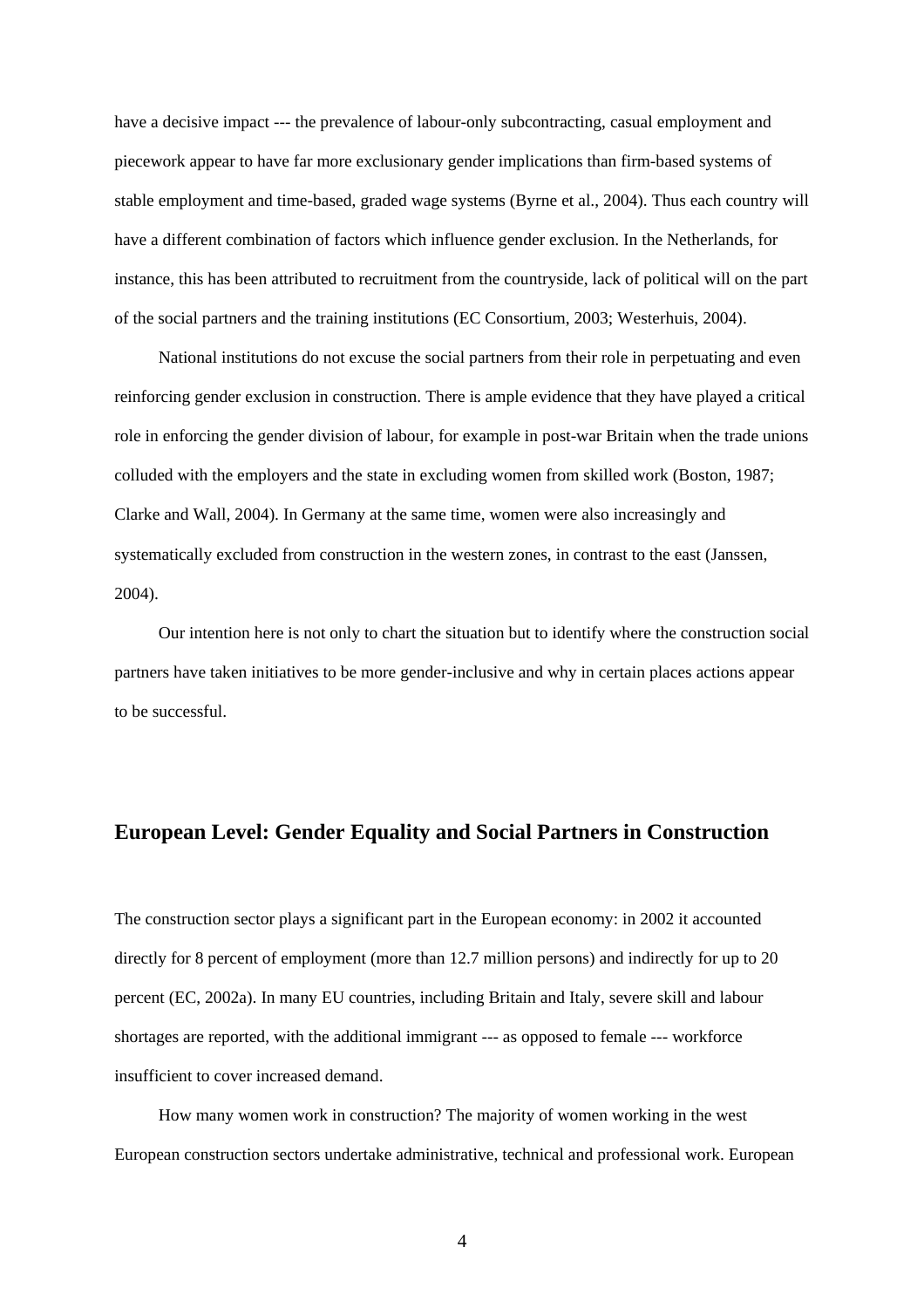have a decisive impact --- the prevalence of labour-only subcontracting, casual employment and piecework appear to have far more exclusionary gender implications than firm-based systems of stable employment and time-based, graded wage systems (Byrne et al., 2004). Thus each country will have a different combination of factors which influence gender exclusion. In the Netherlands, for instance, this has been attributed to recruitment from the countryside, lack of political will on the part of the social partners and the training institutions (EC Consortium, 2003; Westerhuis, 2004).

National institutions do not excuse the social partners from their role in perpetuating and even reinforcing gender exclusion in construction. There is ample evidence that they have played a critical role in enforcing the gender division of labour, for example in post-war Britain when the trade unions colluded with the employers and the state in excluding women from skilled work (Boston, 1987; Clarke and Wall, 2004). In Germany at the same time, women were also increasingly and systematically excluded from construction in the western zones, in contrast to the east (Janssen, 2004).

Our intention here is not only to chart the situation but to identify where the construction social partners have taken initiatives to be more gender-inclusive and why in certain places actions appear to be successful.

## European Level: Gender Equality and Social Partners in Construction

The construction sector plays a significant part in the European economy: in 2002 it accounted directly for 8 percent of employment (more than 12.7 million persons) and indirectly for up to 20 percent (EC, 2002a). In many EU countries, including Britain and Italy, severe skill and labour shortages are reported, with the additional immigrant --- as opposed to female --- workforce insufficient to cover increased demand.

How many women work in construction? The majority of women working in the west European construction sectors undertake administrative, technical and professional work. European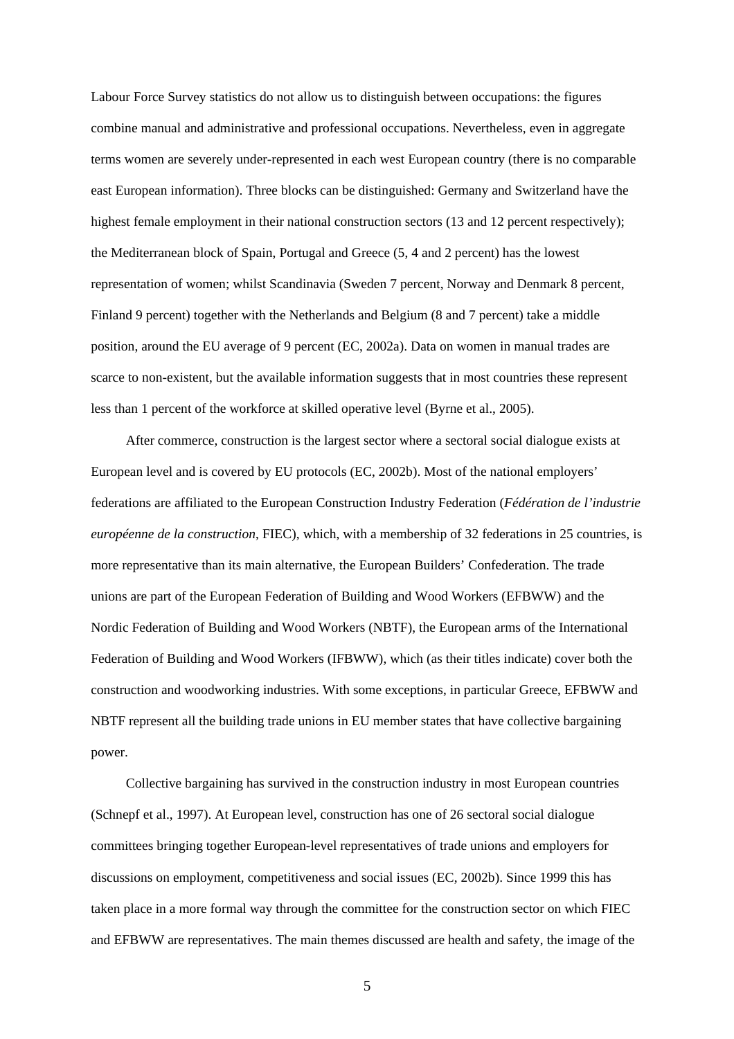Labour Force Survey statistics do not allow us to distinguish between occupations: the figures combine manual and administrative and professional occupations. Nevertheless, even in aggregate terms women are severely under-represented in each west European country (there is no comparable east European information). Three blocks can be distinguished: Germany and Switzerland have the highest female employment in their national construction sectors (13 and 12 percent respectively); the Mediterranean block of Spain, Portugal and Greece (5, 4 and 2 percent) has the lowest representation of women; whilst Scandinavia (Sweden 7 percent, Norway and Denmark 8 percent, Finland 9 percent) together with the Netherlands and Belgium (8 and 7 percent) take a middle position, around the EU average of 9 percent (EC, 2002a). Data on women in manual trades are scarce to non-existent, but the available information suggests that in most countries these represent less than 1 percent of the workforce at skilled operative level (Byrne et al., 2005).

After commerce, construction is the largest sector where a sectoral social dialogue exists at European level and is covered by EU protocols (EC, 2002b). Most of the national employers' federations are affiliated to the European Construction Industry Federation (*Fédération de l'industrie européenne de la construction*, FIEC), which, with a membership of 32 federations in 25 countries, is more representative than its main alternative, the European Builders' Confederation. The trade unions are part of the European Federation of Building and Wood Workers (EFBWW) and the Nordic Federation of Building and Wood Workers (NBTF), the European arms of the International Federation of Building and Wood Workers (IFBWW), which (as their titles indicate) cover both the construction and woodworking industries. With some exceptions, in particular Greece, EFBWW and NBTF represent all the building trade unions in EU member states that have collective bargaining power.

Collective bargaining has survived in the construction industry in most European countries (Schnepf et al., 1997). At European level, construction has one of 26 sectoral social dialogue committees bringing together European-level representatives of trade unions and employers for discussions on employment, competitiveness and social issues (EC, 2002b). Since 1999 this has taken place in a more formal way through the committee for the construction sector on which FIEC and EFBWW are representatives. The main themes discussed are health and safety, the image of the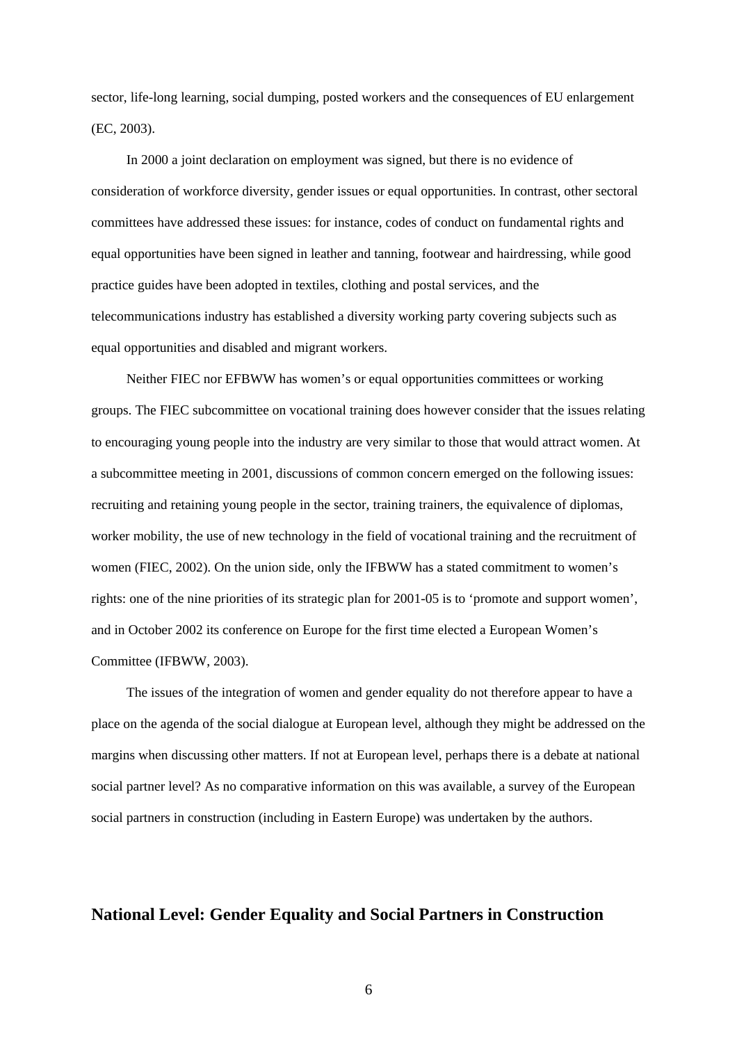sector, life-long learning, social dumping, posted workers and the consequences of EU enlargement (EC, 2003).

In 2000 a joint declaration on employment was signed, but there is no evidence of consideration of workforce diversity, gender issues or equal opportunities. In contrast, other sectoral committees have addressed these issues: for instance, codes of conduct on fundamental rights and equal opportunities have been signed in leather and tanning, footwear and hairdressing, while good practice guides have been adopted in textiles, clothing and postal services, and the telecommunications industry has established a diversity working party covering subjects such as equal opportunities and disabled and migrant workers.

Neither FIEC nor EFBWW has women's or equal opportunities committees or working groups. The FIEC subcommittee on vocational training does however consider that the issues relating to encouraging young people into the industry are very similar to those that would attract women. At a subcommittee meeting in 2001, discussions of common concern emerged on the following issues: recruiting and retaining young people in the sector, training trainers, the equivalence of diplomas, worker mobility, the use of new technology in the field of vocational training and the recruitment of women (FIEC, 2002). On the union side, only the IFBWW has a stated commitment to women's rights: one of the nine priorities of its strategic plan for 2001-05 is to 'promote and support women', and in October 2002 its conference on Europe for the first time elected a European Women's Committee (IFBWW, 2003).

The issues of the integration of women and gender equality do not therefore appear to have a place on the agenda of the social dialogue at European level, although they might be addressed on the margins when discussing other matters. If not at European level, perhaps there is a debate at national social partner level? As no comparative information on this was available, a survey of the European social partners in construction (including in Eastern Europe) was undertaken by the authors.

## National Level: Gender Equality and Social Partners in Construction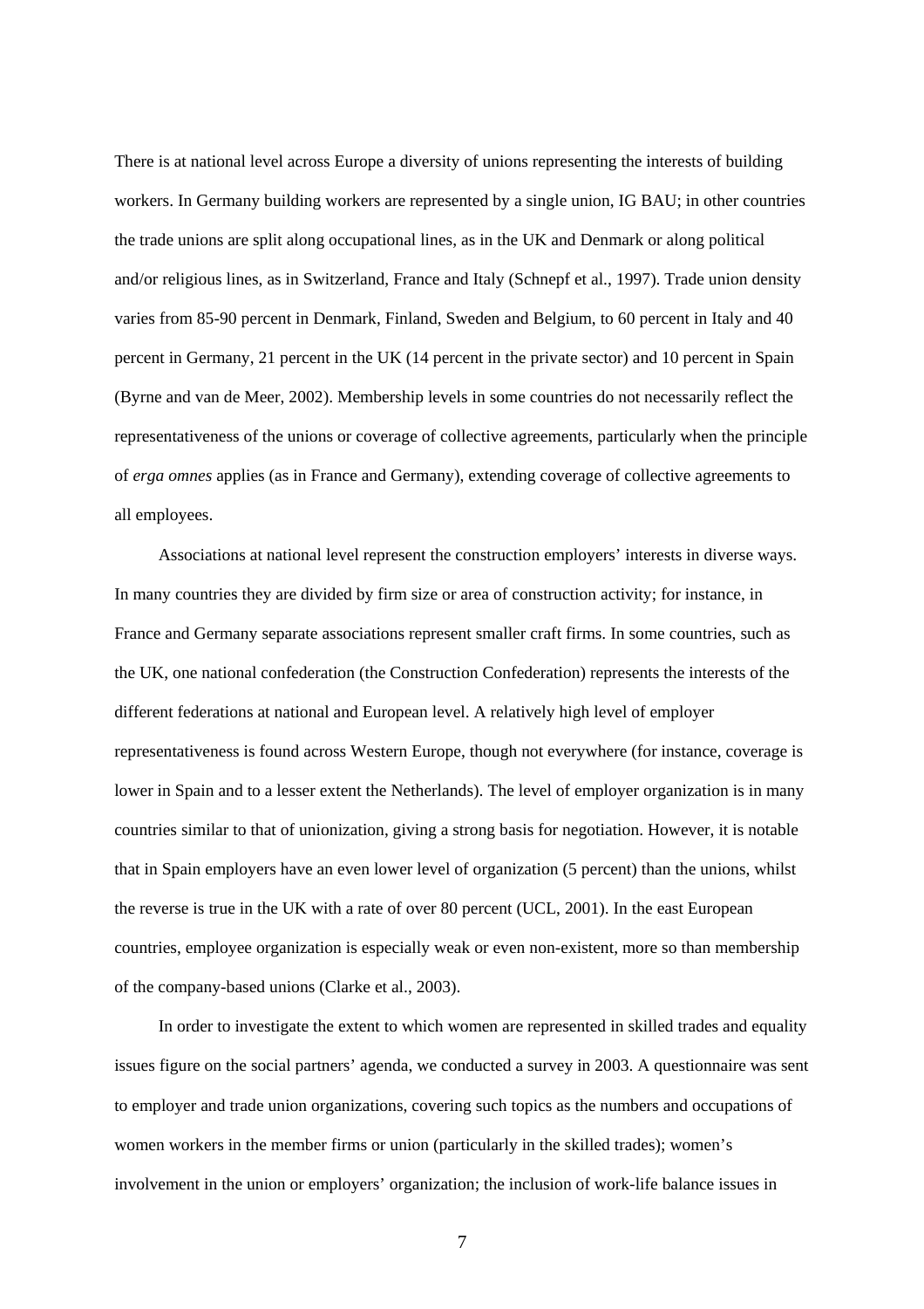There is at national level across Europe a diversity of unions representing the interests of building workers. In Germany building workers are represented by a single union, IG BAU; in other countries the trade unions are split along occupational lines, as in the UK and Denmark or along political and/or religious lines, as in Switzerland, France and Italy (Schnepf et al., 1997). Trade union density varies from 85-90 percent in Denmark, Finland, Sweden and Belgium, to 60 percent in Italy and 40 percent in Germany, 21 percent in the UK (14 percent in the private sector) and 10 percent in Spain (Byrne and van de Meer, 2002). Membership levels in some countries do not necessarily reflect the representativeness of the unions or coverage of collective agreements, particularly when the principle of *erga omnes* applies (as in France and Germany), extending coverage of collective agreements to all employees.

Associations at national level represent the construction employers' interests in diverse ways. In many countries they are divided by firm size or area of construction activity; for instance, in France and Germany separate associations represent smaller craft firms. In some countries, such as the UK, one national confederation (the Construction Confederation) represents the interests of the different federations at national and European level. A relatively high level of employer representativeness is found across Western Europe, though not everywhere (for instance, coverage is lower in Spain and to a lesser extent the Netherlands). The level of employer organization is in many countries similar to that of unionization, giving a strong basis for negotiation. However, it is notable that in Spain employers have an even lower level of organization (5 percent) than the unions, whilst the reverse is true in the UK with a rate of over 80 percent (UCL, 2001). In the east European countries, employee organization is especially weak or even non-existent, more so than membership of the company-based unions (Clarke et al., 2003).

In order to investigate the extent to which women are represented in skilled trades and equality issues figure on the social partners' agenda, we conducted a survey in 2003. A questionnaire was sent to employer and trade union organizations, covering such topics as the numbers and occupations of women workers in the member firms or union (particularly in the skilled trades); women's involvement in the union or employers' organization; the inclusion of work-life balance issues in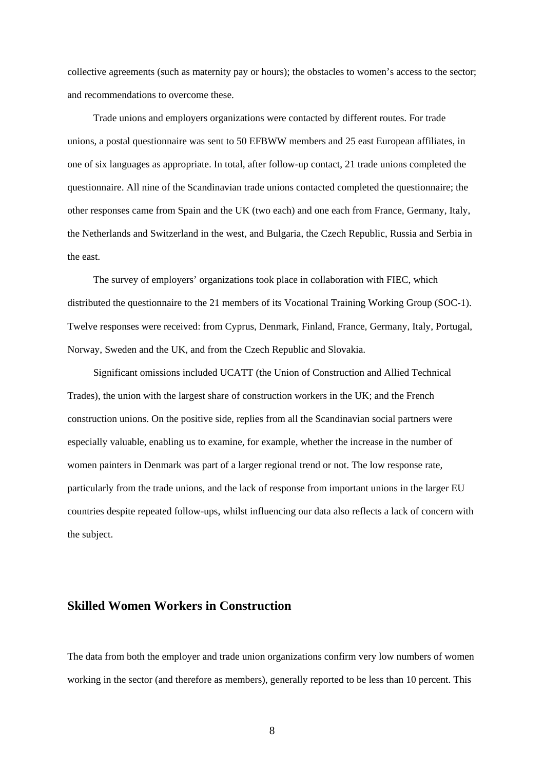collective agreements (such as maternity pay or hours); the obstacles to women's access to the sector; and recommendations to overcome these.

Trade unions and employers organizations were contacted by different routes. For trade unions, a postal questionnaire was sent to 50 EFBWW members and 25 east European affiliates, in one of six languages as appropriate. In total, after follow-up contact, 21 trade unions completed the questionnaire. All nine of the Scandinavian trade unions contacted completed the questionnaire; the other responses came from Spain and the UK (two each) and one each from France, Germany, Italy, the Netherlands and Switzerland in the west, and Bulgaria, the Czech Republic, Russia and Serbia in the east.

The survey of employers' organizations took place in collaboration with FIEC, which distributed the questionnaire to the 21 members of its Vocational Training Working Group (SOC-1). Twelve responses were received: from Cyprus, Denmark, Finland, France, Germany, Italy, Portugal, Norway, Sweden and the UK, and from the Czech Republic and Slovakia.

Significant omissions included UCATT (the Union of Construction and Allied Technical Trades), the union with the largest share of construction workers in the UK; and the French construction unions. On the positive side, replies from all the Scandinavian social partners were especially valuable, enabling us to examine, for example, whether the increase in the number of women painters in Denmark was part of a larger regional trend or not. The low response rate, particularly from the trade unions, and the lack of response from important unions in the larger EU countries despite repeated follow-ups, whilst influencing our data also reflects a lack of concern with the subject.

## Skilled Women Workers in Construction

The data from both the employer and trade union organizations confirm very low numbers of women working in the sector (and therefore as members), generally reported to be less than 10 percent. This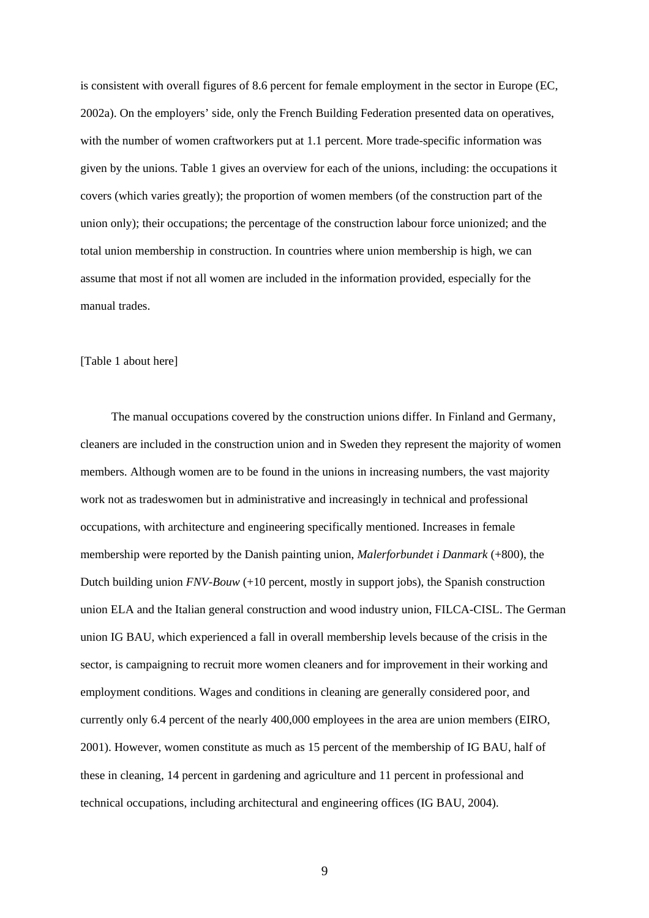is consistent with overall figures of 8.6 percent for female employment in the sector in Europe (EC, 2002a). On the employers' side, only the French Building Federation presented data on operatives, with the number of women craftworkers put at 1.1 percent. More trade-specific information was given by the unions. Table 1 gives an overview for each of the unions, including: the occupations it covers (which varies greatly); the proportion of women members (of the construction part of the union only); their occupations; the percentage of the construction labour force unionized; and the total union membership in construction. In countries where union membership is high, we can assume that most if not all women are included in the information provided, especially for the manual trades.

[Table 1 about here]

The manual occupations covered by the construction unions differ. In Finland and Germany, cleaners are included in the construction union and in Sweden they represent the majority of women members. Although women are to be found in the unions in increasing numbers, the vast majority work not as tradeswomen but in administrative and increasingly in technical and professional occupations, with architecture and engineering specifically mentioned. Increases in female membership were reported by the Danish painting union, *Malerforbundet i Danmark* (+800), the Dutch building union *FNV-Bouw* (+10 percent, mostly in support jobs), the Spanish construction union ELA and the Italian general construction and wood industry union, FILCA-CISL. The German union IG BAU, which experienced a fall in overall membership levels because of the crisis in the sector, is campaigning to recruit more women cleaners and for improvement in their working and employment conditions. Wages and conditions in cleaning are generally considered poor, and currently only 6.4 percent of the nearly 400,000 employees in the area are union members (EIRO, 2001). However, women constitute as much as 15 percent of the membership of IG BAU, half of these in cleaning, 14 percent in gardening and agriculture and 11 percent in professional and technical occupations, including architectural and engineering offices (IG BAU, 2004).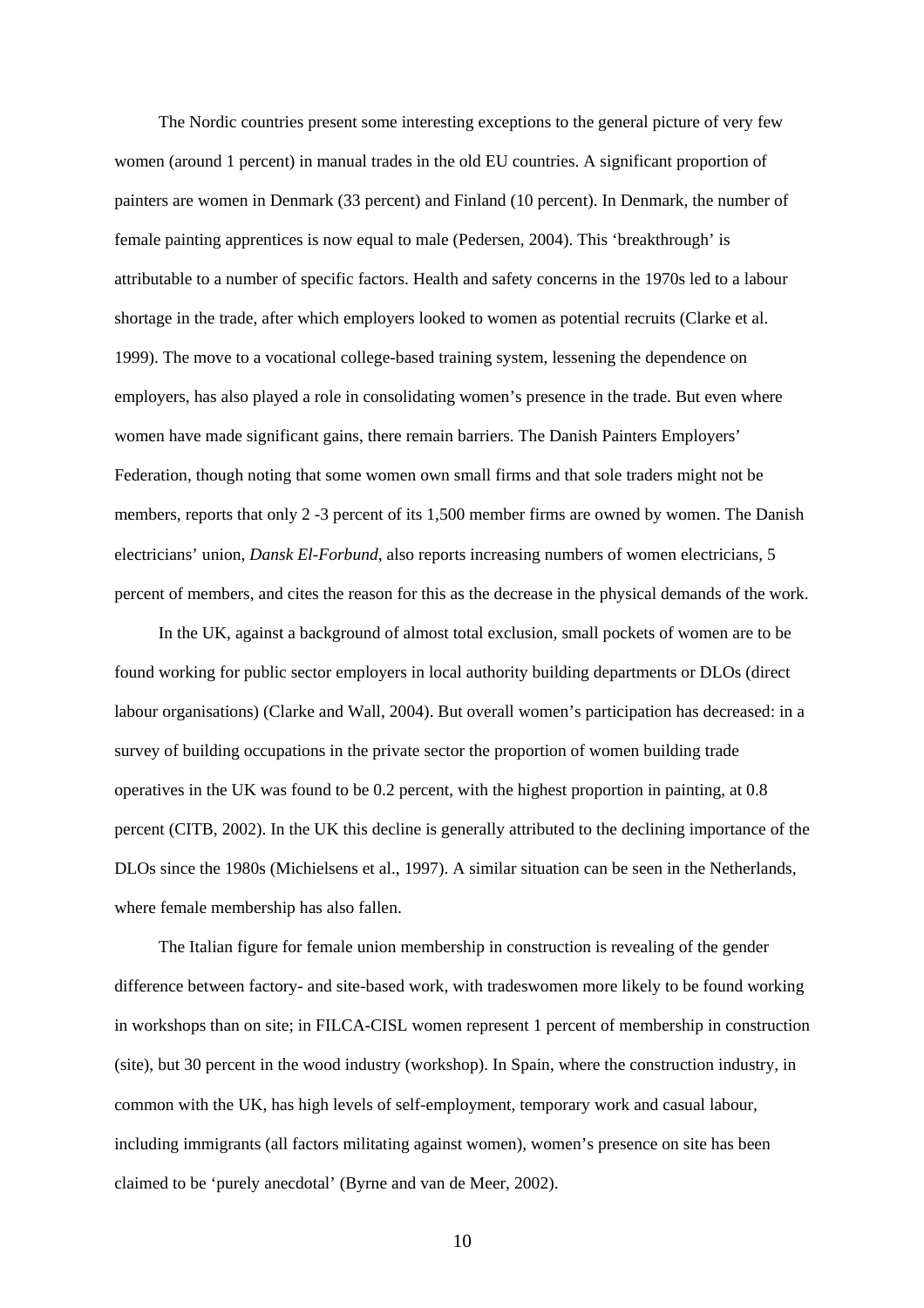The Nordic countries present some interesting exceptions to the general picture of very few women (around 1 percent) in manual trades in the old EU countries. A significant proportion of painters are women in Denmark (33 percent) and Finland (10 percent). In Denmark, the number of female painting apprentices is now equal to male (Pedersen, 2004). This 'breakthrough' is attributable to a number of specific factors. Health and safety concerns in the 1970s led to a labour shortage in the trade, after which employers looked to women as potential recruits (Clarke et al. 1999). The move to a vocational college-based training system, lessening the dependence on employers, has also played a role in consolidating women's presence in the trade. But even where women have made significant gains, there remain barriers. The Danish Painters Employers' Federation, though noting that some women own small firms and that sole traders might not be members, reports that only 2 -3 percent of its 1,500 member firms are owned by women. The Danish electricians' union, *Dansk El-Forbund*, also reports increasing numbers of women electricians, 5 percent of members, and cites the reason for this as the decrease in the physical demands of the work.

In the UK, against a background of almost total exclusion, small pockets of women are to be found working for public sector employers in local authority building departments or DLOs (direct labour organisations) (Clarke and Wall, 2004). But overall women's participation has decreased: in a survey of building occupations in the private sector the proportion of women building trade operatives in the UK was found to be 0.2 percent, with the highest proportion in painting, at 0.8 percent (CITB, 2002). In the UK this decline is generally attributed to the declining importance of the DLOs since the 1980s (Michielsens et al., 1997). A similar situation can be seen in the Netherlands, where female membership has also fallen.

The Italian figure for female union membership in construction is revealing of the gender difference between factory- and site-based work, with tradeswomen more likely to be found working in workshops than on site; in FILCA-CISL women represent 1 percent of membership in construction (site), but 30 percent in the wood industry (workshop). In Spain, where the construction industry, in common with the UK, has high levels of self-employment, temporary work and casual labour, including immigrants (all factors militating against women), women's presence on site has been claimed to be 'purely anecdotal' (Byrne and van de Meer, 2002).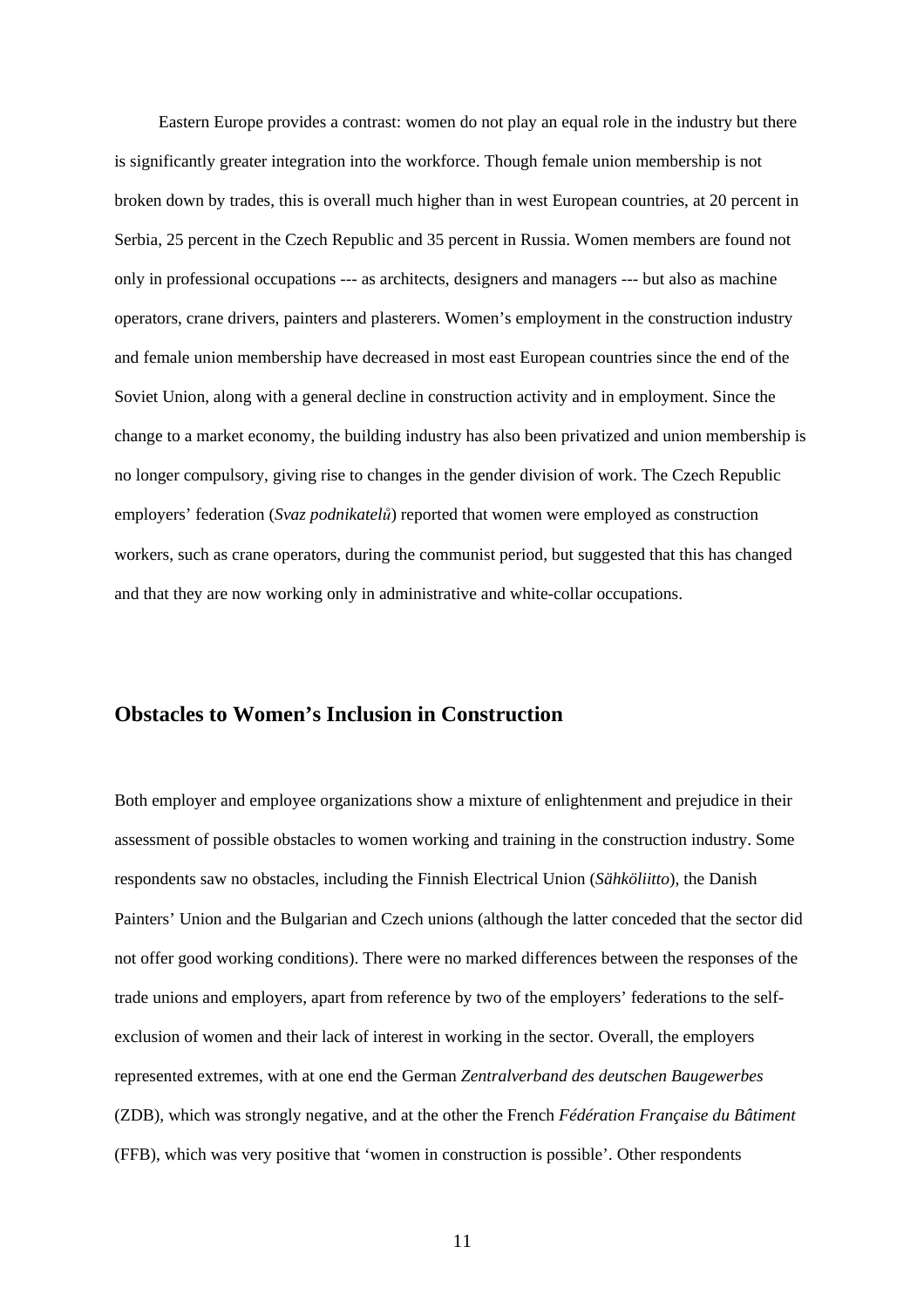Eastern Europe provides a contrast: women do not play an equal role in the industry but there is significantly greater integration into the workforce. Though female union membership is not broken down by trades, this is overall much higher than in west European countries, at 20 percent in Serbia, 25 percent in the Czech Republic and 35 percent in Russia. Women members are found not only in professional occupations --- as architects, designers and managers --- but also as machine operators, crane drivers, painters and plasterers. Women's employment in the construction industry and female union membership have decreased in most east European countries since the end of the Soviet Union, along with a general decline in construction activity and in employment. Since the change to a market economy, the building industry has also been privatized and union membership is no longer compulsory, giving rise to changes in the gender division of work. The Czech Republic employers' federation (*Svaz podnikatelů*) reported that women were employed as construction workers, such as crane operators, during the communist period, but suggested that this has changed and that they are now working only in administrative and white-collar occupations.

## Obstacles to Women's Inclusion in Construction

Both employer and employee organizations show a mixture of enlightenment and prejudice in their assessment of possible obstacles to women working and training in the construction industry. Some respondents saw no obstacles, including the Finnish Electrical Union (*Sähköliitto*), the Danish Painters' Union and the Bulgarian and Czech unions (although the latter conceded that the sector did not offer good working conditions). There were no marked differences between the responses of the trade unions and employers, apart from reference by two of the employers' federations to the self-exclusion of women and their lack of interest in working in the sector. Overall, the employers represented extremes, with at one end the German *Zentralverband des deutschen Baugewerbes* (ZDB), which was strongly negative, and at the other the French *Fédération Française du Bâtiment* (FFB), which was very positive that 'women in construction is possible'. Other respondents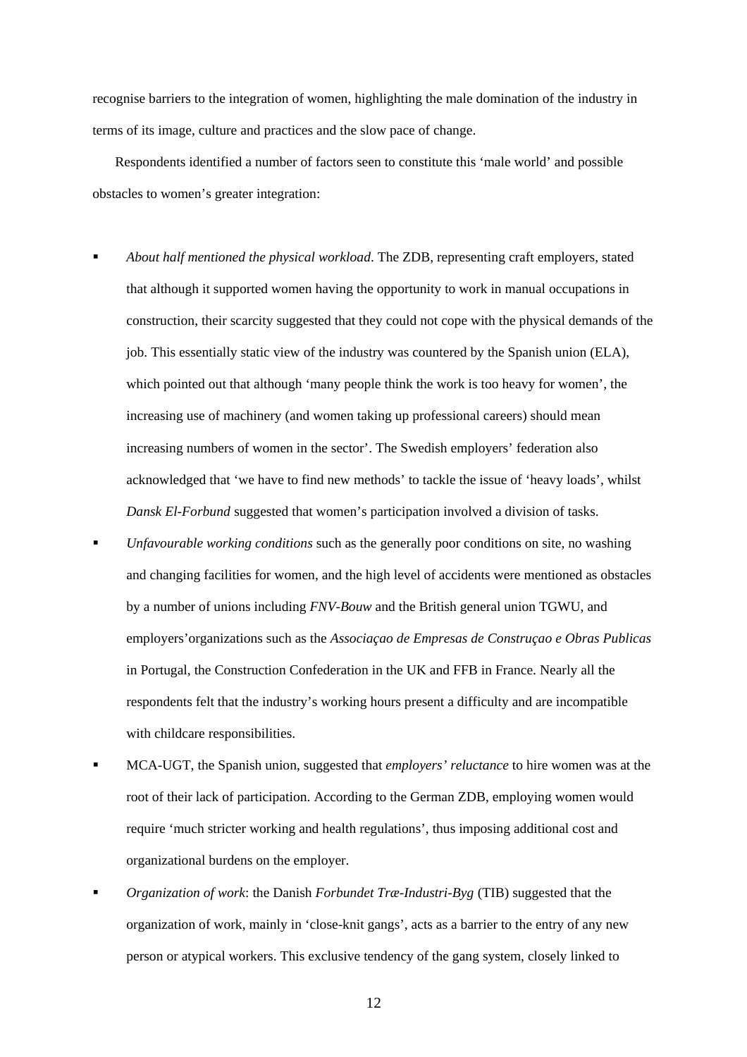recognise barriers to the integration of women, highlighting the male domination of the industry in terms of its image, culture and practices and the slow pace of change.

Respondents identified a number of factors seen to constitute this 'male world' and possible obstacles to women's greater integration:

- *About half mentioned the physical workload*. The ZDB, representing craft employers, stated that although it supported women having the opportunity to work in manual occupations in construction, their scarcity suggested that they could not cope with the physical demands of the job. This essentially static view of the industry was countered by the Spanish union (ELA), which pointed out that although 'many people think the work is too heavy for women', the increasing use of machinery (and women taking up professional careers) should mean increasing numbers of women in the sector'. The Swedish employers' federation also acknowledged that 'we have to find new methods' to tackle the issue of 'heavy loads', whilst *Dansk El-Forbund* suggested that women's participation involved a division of tasks.
- *Unfavourable working conditions* such as the generally poor conditions on site, no washing and changing facilities for women, and the high level of accidents were mentioned as obstacles by a number of unions including *FNV-Bouw* and the British general union TGWU, and employers'organizations such as the *Associaçao de Empresas de Construçao e Obras Publicas* in Portugal, the Construction Confederation in the UK and FFB in France. Nearly all the respondents felt that the industry's working hours present a difficulty and are incompatible with childcare responsibilities.
- MCA-UGT, the Spanish union, suggested that *employers' reluctance* to hire women was at the root of their lack of participation. According to the German ZDB, employing women would require 'much stricter working and health regulations', thus imposing additional cost and organizational burdens on the employer.
- *Organization of work*: the Danish *Forbundet Træ-Industri-Byg* (TIB) suggested that the organization of work, mainly in 'close-knit gangs', acts as a barrier to the entry of any new person or atypical workers. This exclusive tendency of the gang system, closely linked to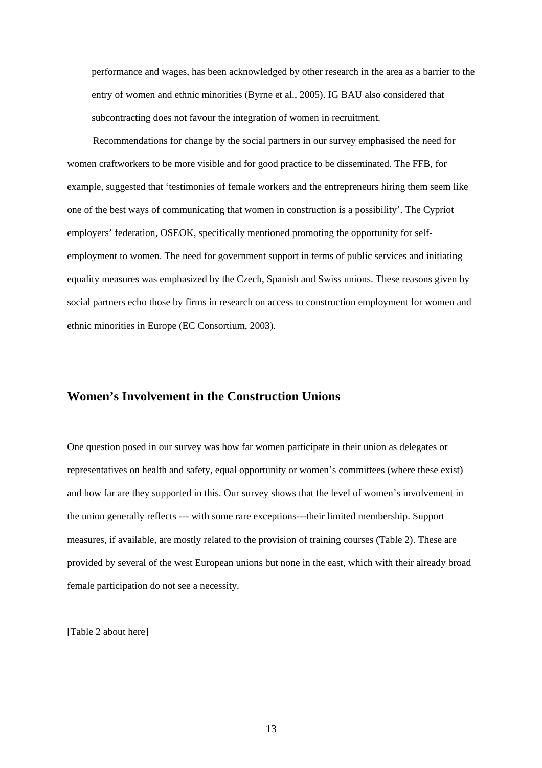performance and wages, has been acknowledged by other research in the area as a barrier to the entry of women and ethnic minorities (Byrne et al., 2005). IG BAU also considered that subcontracting does not favour the integration of women in recruitment.

Recommendations for change by the social partners in our survey emphasised the need for women craftworkers to be more visible and for good practice to be disseminated. The FFB, for example, suggested that 'testimonies of female workers and the entrepreneurs hiring them seem like one of the best ways of communicating that women in construction is a possibility'. The Cypriot employers' federation, OSEOK, specifically mentioned promoting the opportunity for self-employment to women. The need for government support in terms of public services and initiating equality measures was emphasized by the Czech, Spanish and Swiss unions. These reasons given by social partners echo those by firms in research on access to construction employment for women and ethnic minorities in Europe (EC Consortium, 2003).

## Women's Involvement in the Construction Unions

One question posed in our survey was how far women participate in their union as delegates or representatives on health and safety, equal opportunity or women's committees (where these exist) and how far are they supported in this. Our survey shows that the level of women's involvement in the union generally reflects --- with some rare exceptions---their limited membership. Support measures, if available, are mostly related to the provision of training courses (Table 2). These are provided by several of the west European unions but none in the east, which with their already broad female participation do not see a necessity.

[Table 2 about here]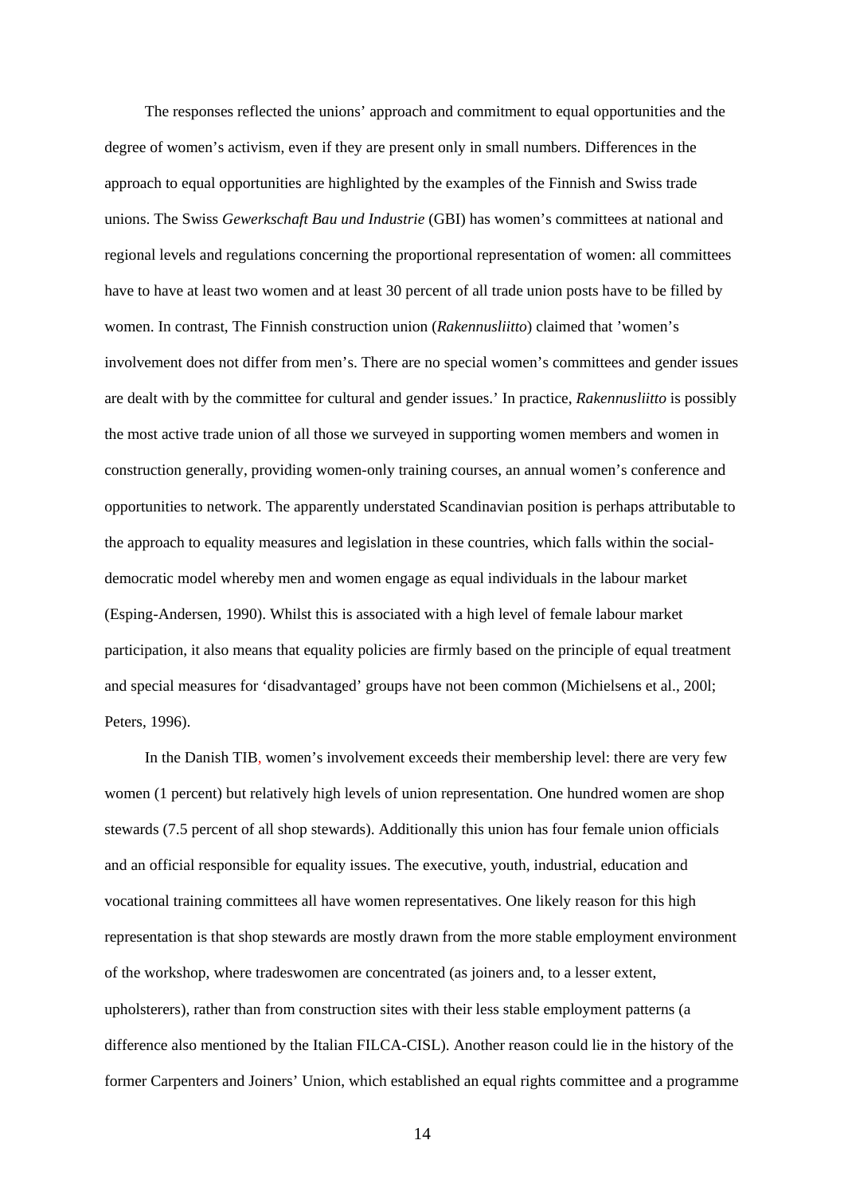The responses reflected the unions' approach and commitment to equal opportunities and the degree of women's activism, even if they are present only in small numbers. Differences in the approach to equal opportunities are highlighted by the examples of the Finnish and Swiss trade unions. The Swiss *Gewerkschaft Bau und Industrie* (GBI) has women's committees at national and regional levels and regulations concerning the proportional representation of women: all committees have to have at least two women and at least 30 percent of all trade union posts have to be filled by women. In contrast, The Finnish construction union (*Rakennusliitto*) claimed that 'women's involvement does not differ from men's. There are no special women's committees and gender issues are dealt with by the committee for cultural and gender issues.' In practice, *Rakennusliitto* is possibly the most active trade union of all those we surveyed in supporting women members and women in construction generally, providing women-only training courses, an annual women's conference and opportunities to network. The apparently understated Scandinavian position is perhaps attributable to the approach to equality measures and legislation in these countries, which falls within the social-democratic model whereby men and women engage as equal individuals in the labour market (Esping-Andersen, 1990). Whilst this is associated with a high level of female labour market participation, it also means that equality policies are firmly based on the principle of equal treatment and special measures for 'disadvantaged' groups have not been common (Michielsens et al., 200l; Peters, 1996).

In the Danish TIB, women's involvement exceeds their membership level: there are very few women (1 percent) but relatively high levels of union representation. One hundred women are shop stewards (7.5 percent of all shop stewards). Additionally this union has four female union officials and an official responsible for equality issues. The executive, youth, industrial, education and vocational training committees all have women representatives. One likely reason for this high representation is that shop stewards are mostly drawn from the more stable employment environment of the workshop, where tradeswomen are concentrated (as joiners and, to a lesser extent, upholsterers), rather than from construction sites with their less stable employment patterns (a difference also mentioned by the Italian FILCA-CISL). Another reason could lie in the history of the former Carpenters and Joiners' Union, which established an equal rights committee and a programme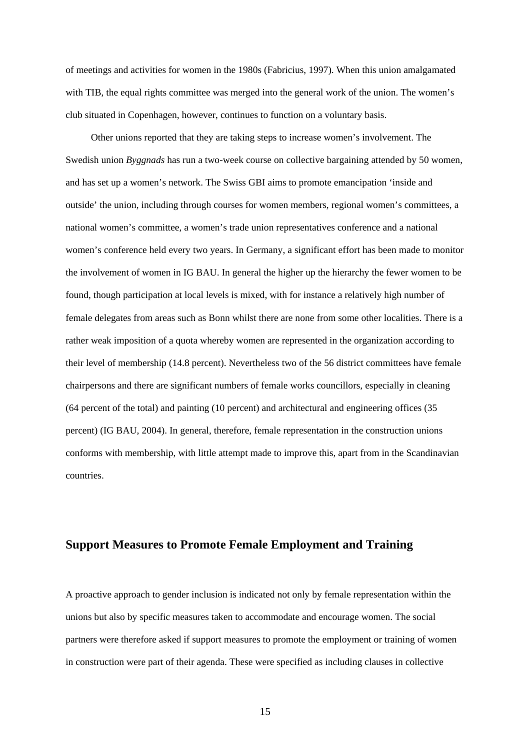of meetings and activities for women in the 1980s (Fabricius, 1997). When this union amalgamated with TIB, the equal rights committee was merged into the general work of the union. The women's club situated in Copenhagen, however, continues to function on a voluntary basis.

Other unions reported that they are taking steps to increase women's involvement. The Swedish union *Byggnads* has run a two-week course on collective bargaining attended by 50 women, and has set up a women's network. The Swiss GBI aims to promote emancipation 'inside and outside' the union, including through courses for women members, regional women's committees, a national women's committee, a women's trade union representatives conference and a national women's conference held every two years. In Germany, a significant effort has been made to monitor the involvement of women in IG BAU. In general the higher up the hierarchy the fewer women to be found, though participation at local levels is mixed, with for instance a relatively high number of female delegates from areas such as Bonn whilst there are none from some other localities. There is a rather weak imposition of a quota whereby women are represented in the organization according to their level of membership (14.8 percent). Nevertheless two of the 56 district committees have female chairpersons and there are significant numbers of female works councillors, especially in cleaning (64 percent of the total) and painting (10 percent) and architectural and engineering offices (35 percent) (IG BAU, 2004). In general, therefore, female representation in the construction unions conforms with membership, with little attempt made to improve this, apart from in the Scandinavian countries.

## Support Measures to Promote Female Employment and Training

A proactive approach to gender inclusion is indicated not only by female representation within the unions but also by specific measures taken to accommodate and encourage women. The social partners were therefore asked if support measures to promote the employment or training of women in construction were part of their agenda. These were specified as including clauses in collective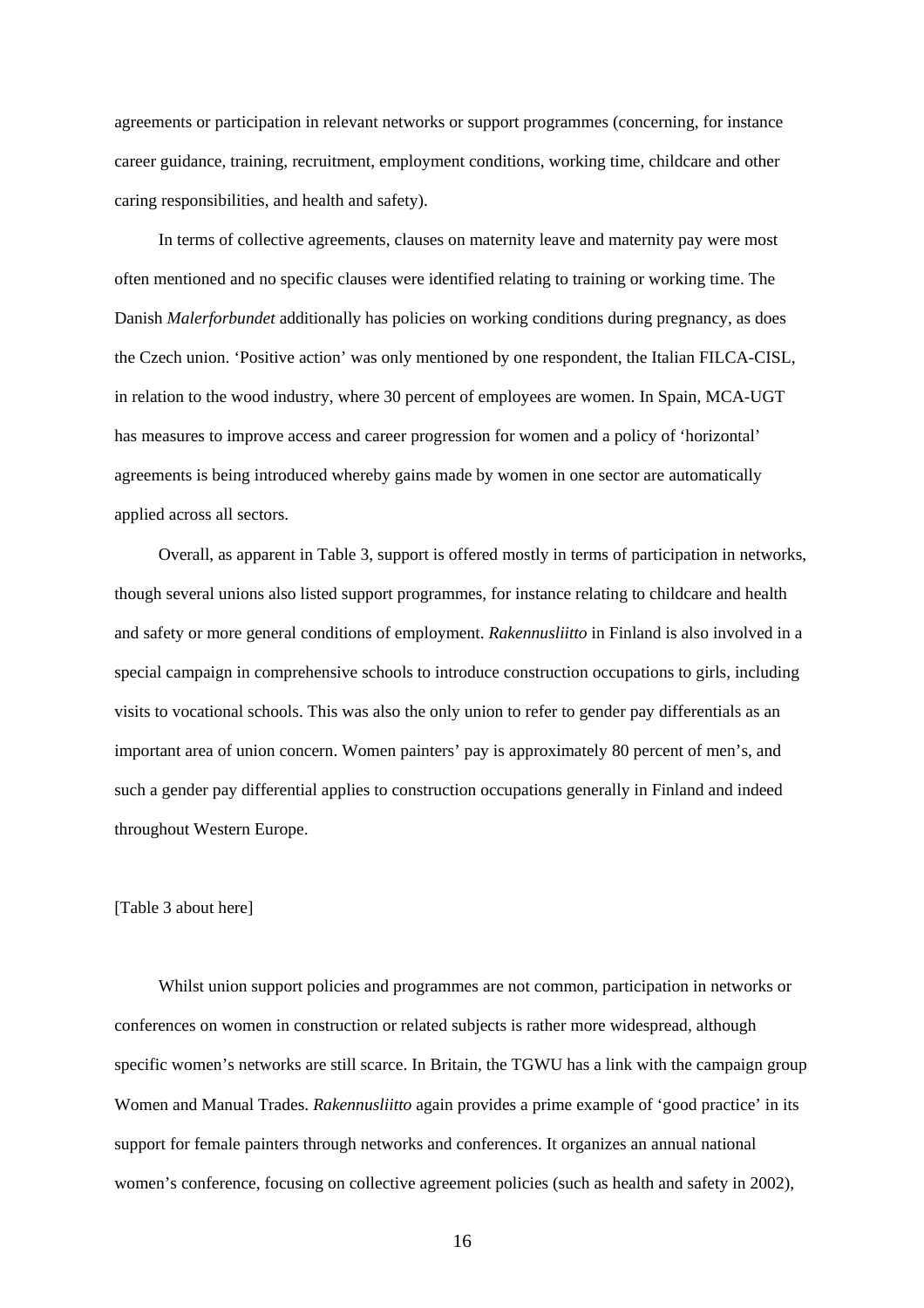agreements or participation in relevant networks or support programmes (concerning, for instance career guidance, training, recruitment, employment conditions, working time, childcare and other caring responsibilities, and health and safety).

In terms of collective agreements, clauses on maternity leave and maternity pay were most often mentioned and no specific clauses were identified relating to training or working time. The Danish *Malerforbundet* additionally has policies on working conditions during pregnancy, as does the Czech union. 'Positive action' was only mentioned by one respondent, the Italian FILCA-CISL, in relation to the wood industry, where 30 percent of employees are women. In Spain, MCA-UGT has measures to improve access and career progression for women and a policy of 'horizontal' agreements is being introduced whereby gains made by women in one sector are automatically applied across all sectors.

Overall, as apparent in Table 3, support is offered mostly in terms of participation in networks, though several unions also listed support programmes, for instance relating to childcare and health and safety or more general conditions of employment. *Rakennusliitto* in Finland is also involved in a special campaign in comprehensive schools to introduce construction occupations to girls, including visits to vocational schools. This was also the only union to refer to gender pay differentials as an important area of union concern. Women painters' pay is approximately 80 percent of men's, and such a gender pay differential applies to construction occupations generally in Finland and indeed throughout Western Europe.

[Table 3 about here]

Whilst union support policies and programmes are not common, participation in networks or conferences on women in construction or related subjects is rather more widespread, although specific women's networks are still scarce. In Britain, the TGWU has a link with the campaign group Women and Manual Trades. *Rakennusliitto* again provides a prime example of 'good practice' in its support for female painters through networks and conferences. It organizes an annual national women's conference, focusing on collective agreement policies (such as health and safety in 2002),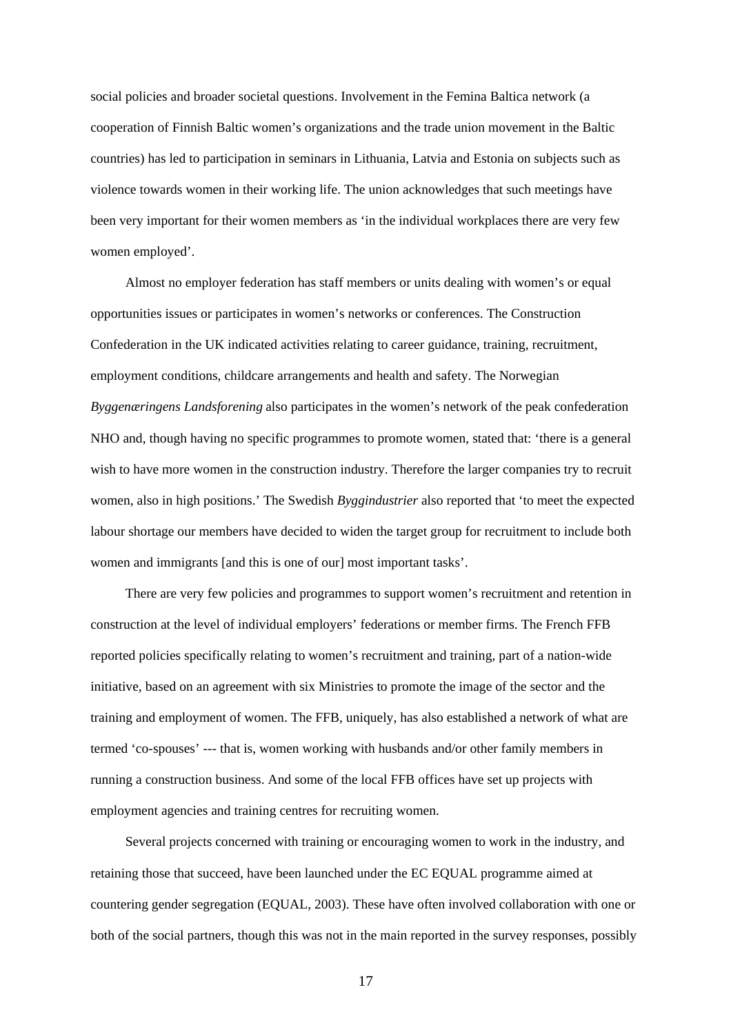social policies and broader societal questions. Involvement in the Femina Baltica network (a cooperation of Finnish Baltic women's organizations and the trade union movement in the Baltic countries) has led to participation in seminars in Lithuania, Latvia and Estonia on subjects such as violence towards women in their working life. The union acknowledges that such meetings have been very important for their women members as 'in the individual workplaces there are very few women employed'.

Almost no employer federation has staff members or units dealing with women's or equal opportunities issues or participates in women's networks or conferences. The Construction Confederation in the UK indicated activities relating to career guidance, training, recruitment, employment conditions, childcare arrangements and health and safety. The Norwegian *Byggenæringens Landsforening* also participates in the women's network of the peak confederation NHO and, though having no specific programmes to promote women, stated that: 'there is a general wish to have more women in the construction industry. Therefore the larger companies try to recruit women, also in high positions.' The Swedish *Byggindustrier* also reported that 'to meet the expected labour shortage our members have decided to widen the target group for recruitment to include both women and immigrants [and this is one of our] most important tasks'.

There are very few policies and programmes to support women's recruitment and retention in construction at the level of individual employers' federations or member firms. The French FFB reported policies specifically relating to women's recruitment and training, part of a nation-wide initiative, based on an agreement with six Ministries to promote the image of the sector and the training and employment of women. The FFB, uniquely, has also established a network of what are termed 'co-spouses' --- that is, women working with husbands and/or other family members in running a construction business. And some of the local FFB offices have set up projects with employment agencies and training centres for recruiting women.

Several projects concerned with training or encouraging women to work in the industry, and retaining those that succeed, have been launched under the EC EQUAL programme aimed at countering gender segregation (EQUAL, 2003). These have often involved collaboration with one or both of the social partners, though this was not in the main reported in the survey responses, possibly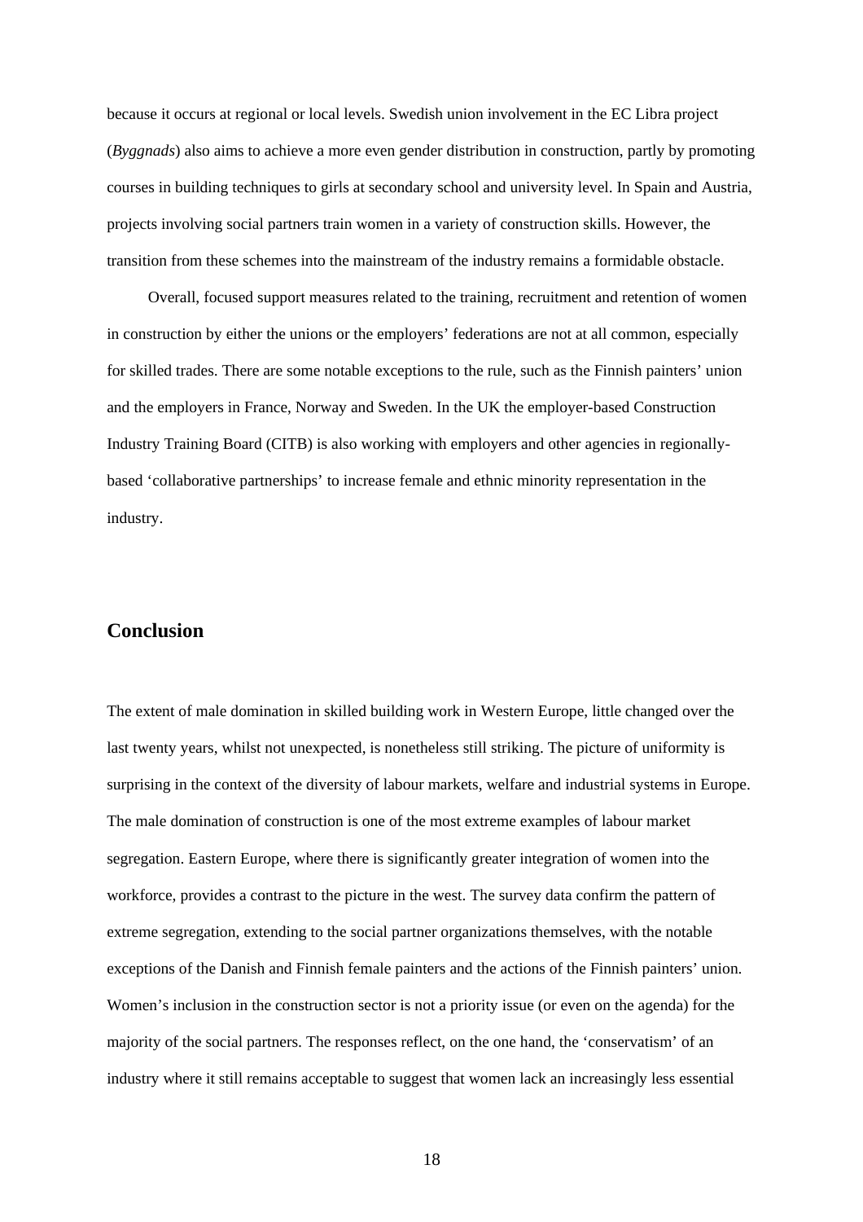because it occurs at regional or local levels. Swedish union involvement in the EC Libra project (*Byggnads*) also aims to achieve a more even gender distribution in construction, partly by promoting courses in building techniques to girls at secondary school and university level. In Spain and Austria, projects involving social partners train women in a variety of construction skills. However, the transition from these schemes into the mainstream of the industry remains a formidable obstacle.

Overall, focused support measures related to the training, recruitment and retention of women in construction by either the unions or the employers' federations are not at all common, especially for skilled trades. There are some notable exceptions to the rule, such as the Finnish painters' union and the employers in France, Norway and Sweden. In the UK the employer-based Construction Industry Training Board (CITB) is also working with employers and other agencies in regionally-based 'collaborative partnerships' to increase female and ethnic minority representation in the industry.

## Conclusion

The extent of male domination in skilled building work in Western Europe, little changed over the last twenty years, whilst not unexpected, is nonetheless still striking. The picture of uniformity is surprising in the context of the diversity of labour markets, welfare and industrial systems in Europe. The male domination of construction is one of the most extreme examples of labour market segregation. Eastern Europe, where there is significantly greater integration of women into the workforce, provides a contrast to the picture in the west. The survey data confirm the pattern of extreme segregation, extending to the social partner organizations themselves, with the notable exceptions of the Danish and Finnish female painters and the actions of the Finnish painters' union. Women's inclusion in the construction sector is not a priority issue (or even on the agenda) for the majority of the social partners. The responses reflect, on the one hand, the 'conservatism' of an industry where it still remains acceptable to suggest that women lack an increasingly less essential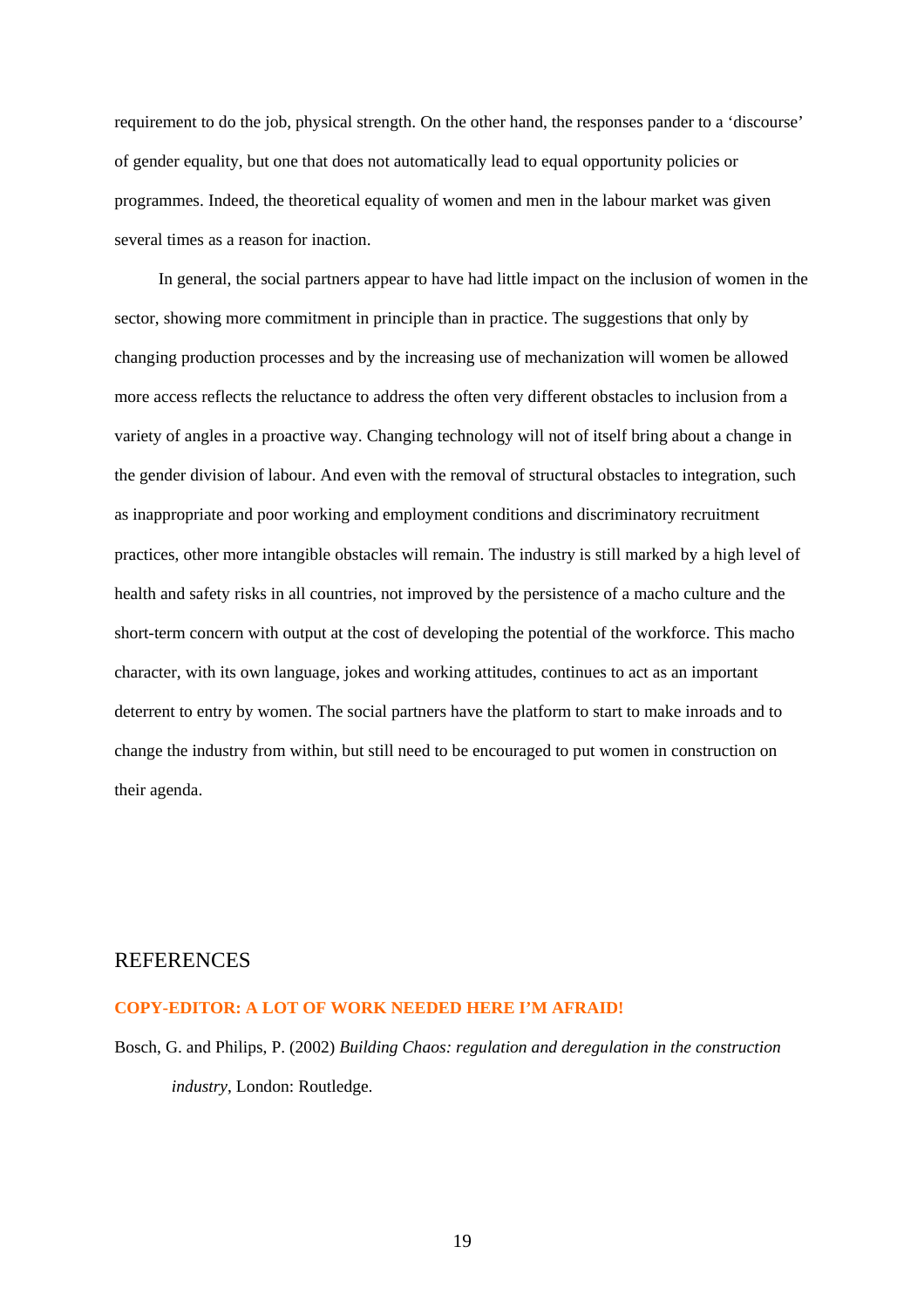requirement to do the job, physical strength. On the other hand, the responses pander to a 'discourse' of gender equality, but one that does not automatically lead to equal opportunity policies or programmes. Indeed, the theoretical equality of women and men in the labour market was given several times as a reason for inaction.

In general, the social partners appear to have had little impact on the inclusion of women in the sector, showing more commitment in principle than in practice. The suggestions that only by changing production processes and by the increasing use of mechanization will women be allowed more access reflects the reluctance to address the often very different obstacles to inclusion from a variety of angles in a proactive way. Changing technology will not of itself bring about a change in the gender division of labour. And even with the removal of structural obstacles to integration, such as inappropriate and poor working and employment conditions and discriminatory recruitment practices, other more intangible obstacles will remain. The industry is still marked by a high level of health and safety risks in all countries, not improved by the persistence of a macho culture and the short-term concern with output at the cost of developing the potential of the workforce. This macho character, with its own language, jokes and working attitudes, continues to act as an important deterrent to entry by women. The social partners have the platform to start to make inroads and to change the industry from within, but still need to be encouraged to put women in construction on their agenda.

## REFERENCES

**COPY-EDITOR: A LOT OF WORK NEEDED HERE I'M AFRAID!**

Bosch, G. and Philips, P. (2002) *Building Chaos: regulation and deregulation in the construction industry*, London: Routledge.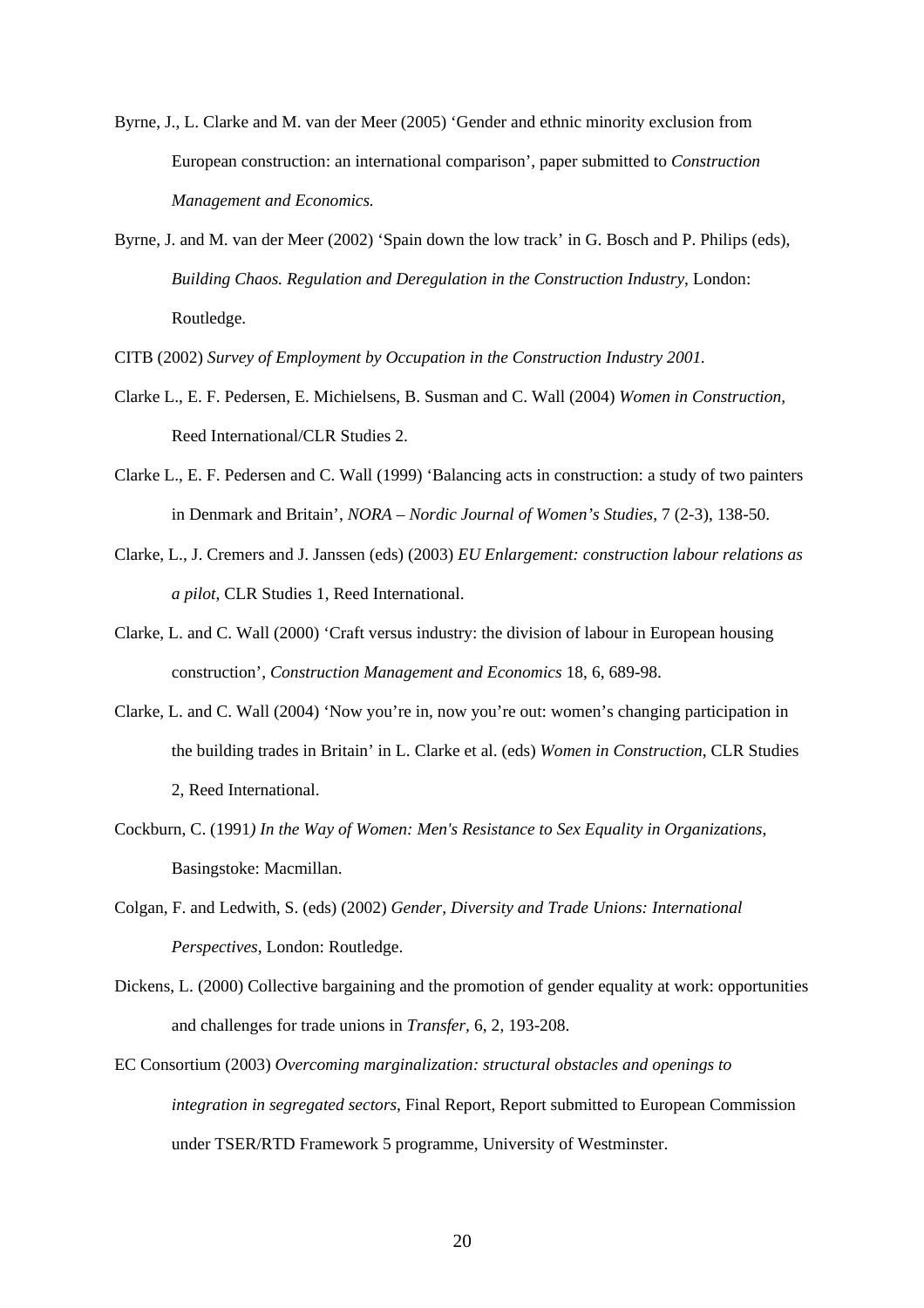Byrne, J., L. Clarke and M. van der Meer (2005) 'Gender and ethnic minority exclusion from European construction: an international comparison', paper submitted to *Construction Management and Economics.*

Byrne, J. and M. van der Meer (2002) 'Spain down the low track' in G. Bosch and P. Philips (eds), *Building Chaos. Regulation and Deregulation in the Construction Industry*, London: Routledge.

CITB (2002) *Survey of Employment by Occupation in the Construction Industry 2001.*

Clarke L., E. F. Pedersen, E. Michielsens, B. Susman and C. Wall (2004) *Women in Construction,* Reed International/CLR Studies 2.

Clarke L., E. F. Pedersen and C. Wall (1999) 'Balancing acts in construction: a study of two painters in Denmark and Britain', *NORA – Nordic Journal of Women's Studies*, 7 (2-3), 138-50.

Clarke, L., J. Cremers and J. Janssen (eds) (2003) *EU Enlargement: construction labour relations as a pilot*, CLR Studies 1, Reed International.

Clarke, L. and C. Wall (2000) 'Craft versus industry: the division of labour in European housing construction', *Construction Management and Economics* 18, 6, 689-98.

Clarke, L. and C. Wall (2004) 'Now you're in, now you're out: women's changing participation in the building trades in Britain' in L. Clarke et al. (eds) *Women in Construction*, CLR Studies 2, Reed International.

Cockburn, C. (1991*) In the Way of Women: Men's Resistance to Sex Equality in Organizations*, Basingstoke: Macmillan.

Colgan, F. and Ledwith, S. (eds) (2002) *Gender, Diversity and Trade Unions: International Perspectives*, London: Routledge.

Dickens, L. (2000) Collective bargaining and the promotion of gender equality at work: opportunities and challenges for trade unions in *Transfer*, 6, 2, 193-208.

EC Consortium (2003) *Overcoming marginalization: structural obstacles and openings to integration in segregated sectors*, Final Report, Report submitted to European Commission under TSER/RTD Framework 5 programme, University of Westminster.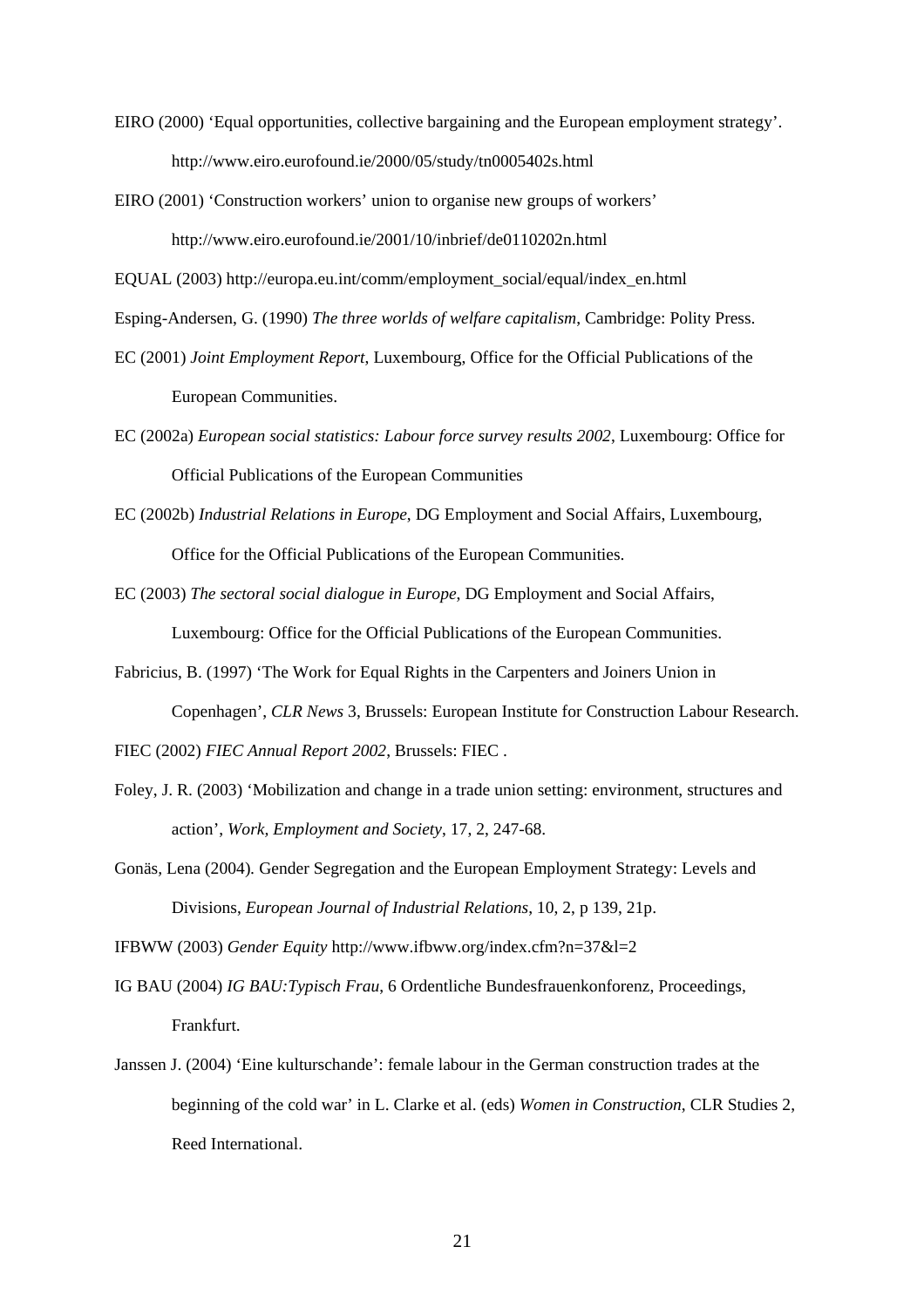EIRO (2000) 'Equal opportunities, collective bargaining and the European employment strategy'. http://www.eiro.eurofound.ie/2000/05/study/tn0005402s.html

EIRO (2001) 'Construction workers' union to organise new groups of workers' http://www.eiro.eurofound.ie/2001/10/inbrief/de0110202n.html

EQUAL (2003) http://europa.eu.int/comm/employment_social/equal/index_en.html

Esping-Andersen, G. (1990) *The three worlds of welfare capitalism*, Cambridge: Polity Press.

EC (2001) *Joint Employment Report*, Luxembourg, Office for the Official Publications of the European Communities.

EC (2002a) *European social statistics: Labour force survey results 2002*, Luxembourg: Office for Official Publications of the European Communities

EC (2002b) *Industrial Relations in Europe*, DG Employment and Social Affairs, Luxembourg, Office for the Official Publications of the European Communities.

EC (2003) *The sectoral social dialogue in Europe*, DG Employment and Social Affairs, Luxembourg: Office for the Official Publications of the European Communities.

Fabricius, B. (1997) 'The Work for Equal Rights in the Carpenters and Joiners Union in Copenhagen', *CLR News* 3, Brussels: European Institute for Construction Labour Research.

FIEC (2002) *FIEC Annual Report 2002*, Brussels: FIEC .

Foley, J. R. (2003) 'Mobilization and change in a trade union setting: environment, structures and action', *Work, Employment and Society*, 17, 2, 247-68.

Gonäs, Lena (2004). Gender Segregation and the European Employment Strategy: Levels and Divisions, *European Journal of Industrial Relations*, 10, 2, p 139, 21p.

IFBWW (2003) *Gender Equity* http://www.ifbww.org/index.cfm?n=37&l=2

IG BAU (2004) *IG BAU:Typisch Frau*, 6 Ordentliche Bundesfrauenkonforenz, Proceedings, Frankfurt.

Janssen J. (2004) 'Eine kulturschande': female labour in the German construction trades at the beginning of the cold war' in L. Clarke et al. (eds) *Women in Construction*, CLR Studies 2, Reed International.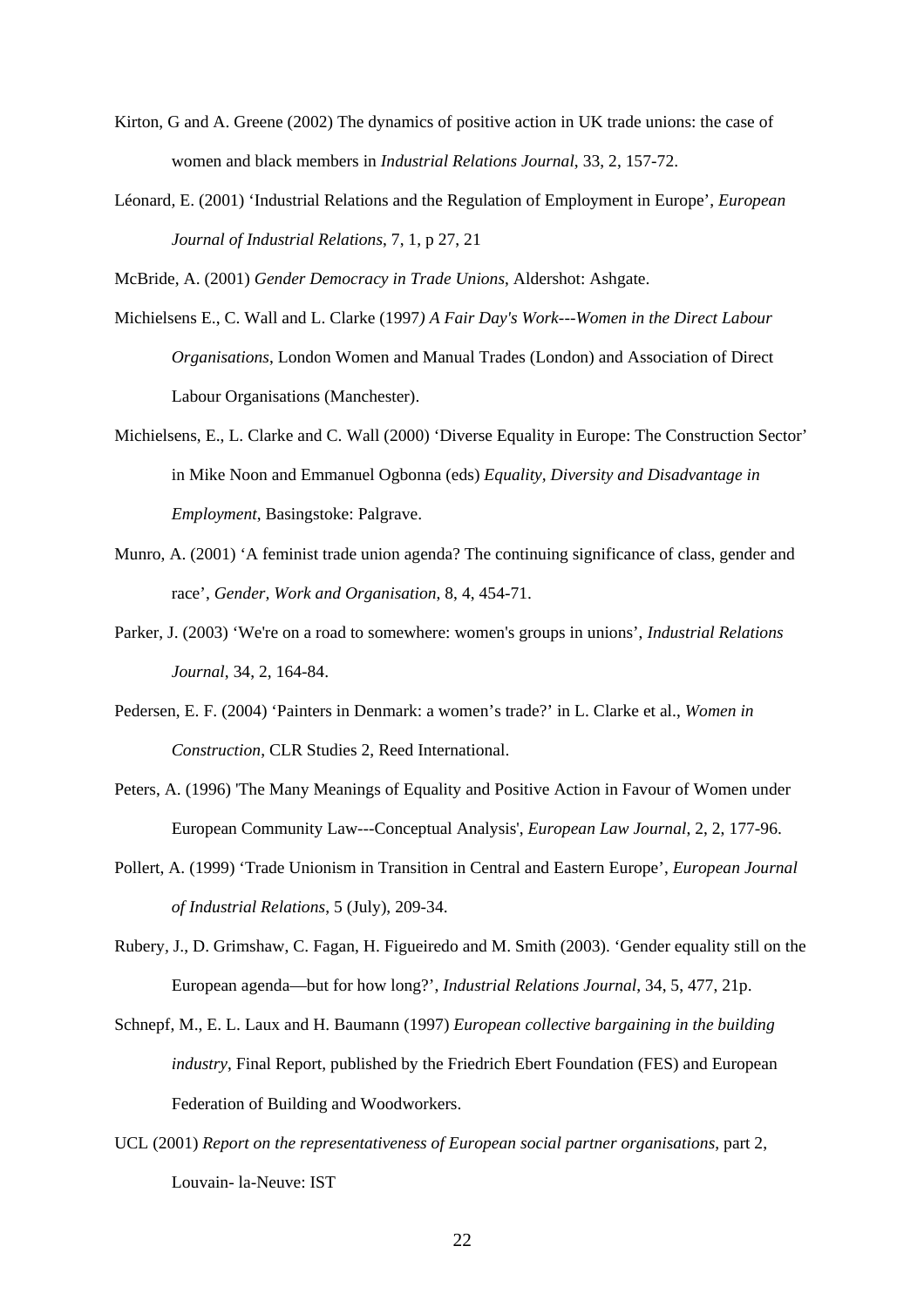Kirton, G and A. Greene (2002) The dynamics of positive action in UK trade unions: the case of women and black members in *Industrial Relations Journal*, 33, 2, 157-72.

Léonard, E. (2001) 'Industrial Relations and the Regulation of Employment in Europe', *European Journal of Industrial Relations*, 7, 1, p 27, 21

McBride, A. (2001) *Gender Democracy in Trade Unions*, Aldershot: Ashgate.

Michielsens E., C. Wall and L. Clarke (1997*) A Fair Day's Work---Women in the Direct Labour Organisations*, London Women and Manual Trades (London) and Association of Direct Labour Organisations (Manchester).

Michielsens, E., L. Clarke and C. Wall (2000) 'Diverse Equality in Europe: The Construction Sector' in Mike Noon and Emmanuel Ogbonna (eds) *Equality, Diversity and Disadvantage in Employment*, Basingstoke: Palgrave.

Munro, A. (2001) 'A feminist trade union agenda? The continuing significance of class, gender and race', *Gender, Work and Organisation*, 8, 4, 454-71.

Parker, J. (2003) 'We're on a road to somewhere: women's groups in unions', *Industrial Relations Journal*, 34, 2, 164-84.

Pedersen, E. F. (2004) 'Painters in Denmark: a women's trade?' in L. Clarke et al., *Women in Construction*, CLR Studies 2, Reed International.

Peters, A. (1996) 'The Many Meanings of Equality and Positive Action in Favour of Women under European Community Law---Conceptual Analysis', *European Law Journal*, 2, 2, 177-96.

Pollert, A. (1999) 'Trade Unionism in Transition in Central and Eastern Europe', *European Journal of Industrial Relations*, 5 (July), 209-34.

Rubery, J., D. Grimshaw, C. Fagan, H. Figueiredo and M. Smith (2003). 'Gender equality still on the European agenda—but for how long?', *Industrial Relations Journal*, 34, 5, 477, 21p.

Schnepf, M., E. L. Laux and H. Baumann (1997) *European collective bargaining in the building industry*, Final Report, published by the Friedrich Ebert Foundation (FES) and European Federation of Building and Woodworkers.

UCL (2001) *Report on the representativeness of European social partner organisations*, part 2, Louvain- la-Neuve: IST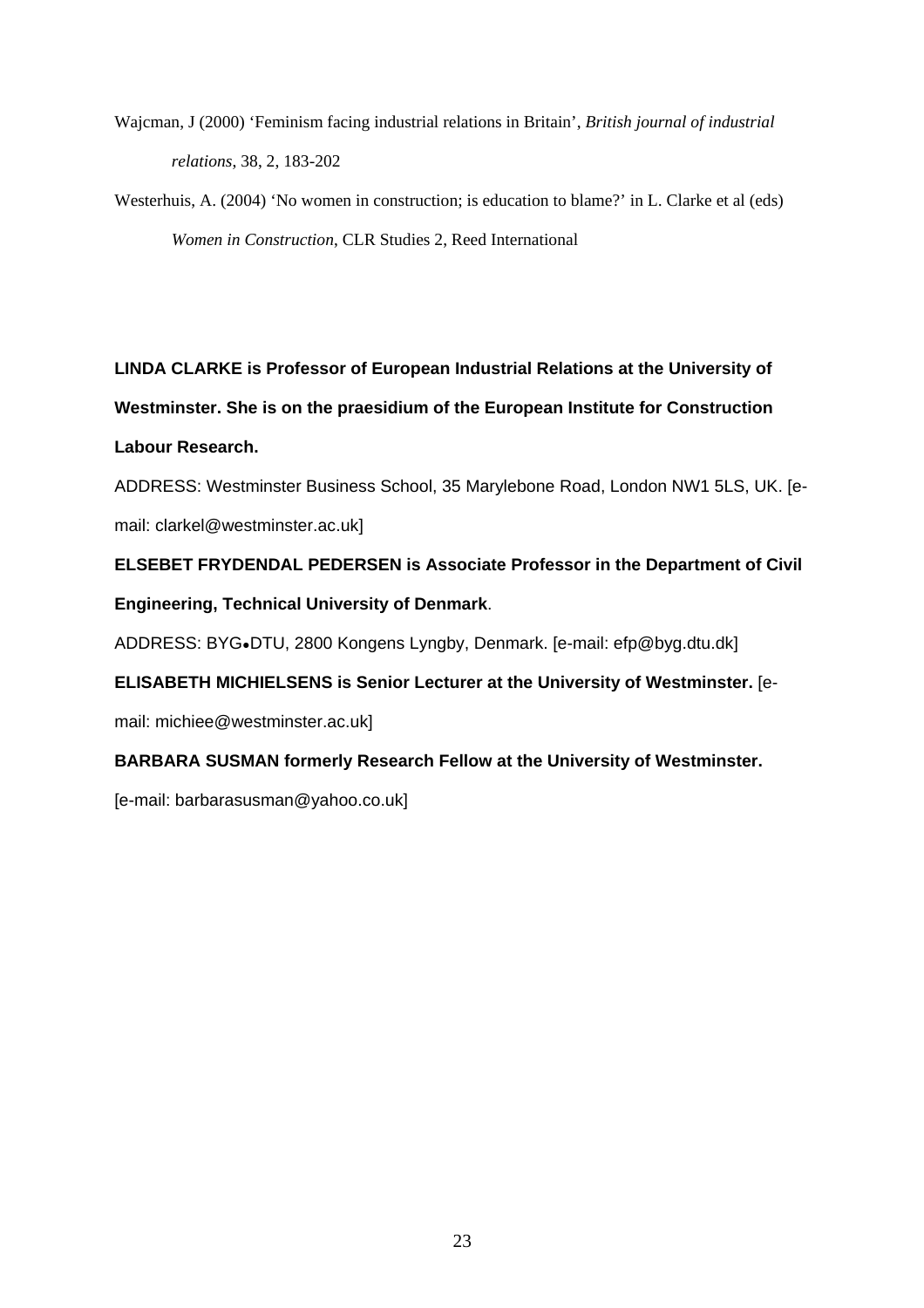Wajcman, J (2000) 'Feminism facing industrial relations in Britain', *British journal of industrial relations*, 38, 2, 183-202

Westerhuis, A. (2004) 'No women in construction; is education to blame?' in L. Clarke et al (eds) *Women in Construction*, CLR Studies 2, Reed International

**LINDA CLARKE is Professor of European Industrial Relations at the University of Westminster. She is on the praesidium of the European Institute for Construction Labour Research.**

ADDRESS: Westminster Business School, 35 Marylebone Road, London NW1 5LS, UK. [e-mail: clarkel@westminster.ac.uk]

**ELSEBET FRYDENDAL PEDERSEN is Associate Professor in the Department of Civil Engineering, Technical University of Denmark**.

ADDRESS: BYG•DTU, 2800 Kongens Lyngby, Denmark. [e-mail: efp@byg.dtu.dk]

**ELISABETH MICHIELSENS is Senior Lecturer at the University of Westminster.** [e-mail: michiee@westminster.ac.uk]

**BARBARA SUSMAN formerly Research Fellow at the University of Westminster.**

[e-mail: barbarasusman@yahoo.co.uk]